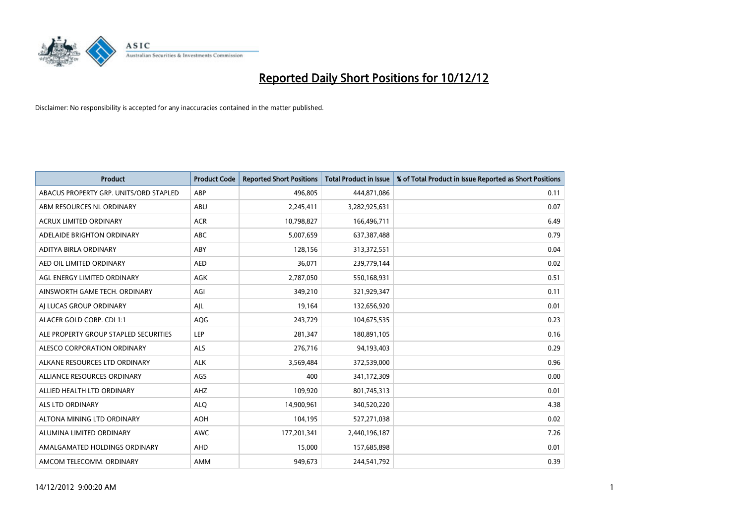# Reported Daily Short Positions for 10/12/12

Disclaimer: No responsibility is accepted for any inaccuracies contained in the matter published.

| Product | Product Code | Reported Short Positions | Total Product in Issue | % of Total Product in Issue Reported as Short Positions |
|---|---|---|---|---|
| ABACUS PROPERTY GRP. UNITS/ORD STAPLED | ABP | 496,805 | 444,871,086 | 0.11 |
| ABM RESOURCES NL ORDINARY | ABU | 2,245,411 | 3,282,925,631 | 0.07 |
| ACRUX LIMITED ORDINARY | ACR | 10,798,827 | 166,496,711 | 6.49 |
| ADELAIDE BRIGHTON ORDINARY | ABC | 5,007,659 | 637,387,488 | 0.79 |
| ADITYA BIRLA ORDINARY | ABY | 128,156 | 313,372,551 | 0.04 |
| AED OIL LIMITED ORDINARY | AED | 36,071 | 239,779,144 | 0.02 |
| AGL ENERGY LIMITED ORDINARY | AGK | 2,787,050 | 550,168,931 | 0.51 |
| AINSWORTH GAME TECH. ORDINARY | AGI | 349,210 | 321,929,347 | 0.11 |
| AJ LUCAS GROUP ORDINARY | AJL | 19,164 | 132,656,920 | 0.01 |
| ALACER GOLD CORP. CDI 1:1 | AQG | 243,729 | 104,675,535 | 0.23 |
| ALE PROPERTY GROUP STAPLED SECURITIES | LEP | 281,347 | 180,891,105 | 0.16 |
| ALESCO CORPORATION ORDINARY | ALS | 276,716 | 94,193,403 | 0.29 |
| ALKANE RESOURCES LTD ORDINARY | ALK | 3,569,484 | 372,539,000 | 0.96 |
| ALLIANCE RESOURCES ORDINARY | AGS | 400 | 341,172,309 | 0.00 |
| ALLIED HEALTH LTD ORDINARY | AHZ | 109,920 | 801,745,313 | 0.01 |
| ALS LTD ORDINARY | ALQ | 14,900,961 | 340,520,220 | 4.38 |
| ALTONA MINING LTD ORDINARY | AOH | 104,195 | 527,271,038 | 0.02 |
| ALUMINA LIMITED ORDINARY | AWC | 177,201,341 | 2,440,196,187 | 7.26 |
| AMALGAMATED HOLDINGS ORDINARY | AHD | 15,000 | 157,685,898 | 0.01 |
| AMCOM TELECOMM. ORDINARY | AMM | 949,673 | 244,541,792 | 0.39 |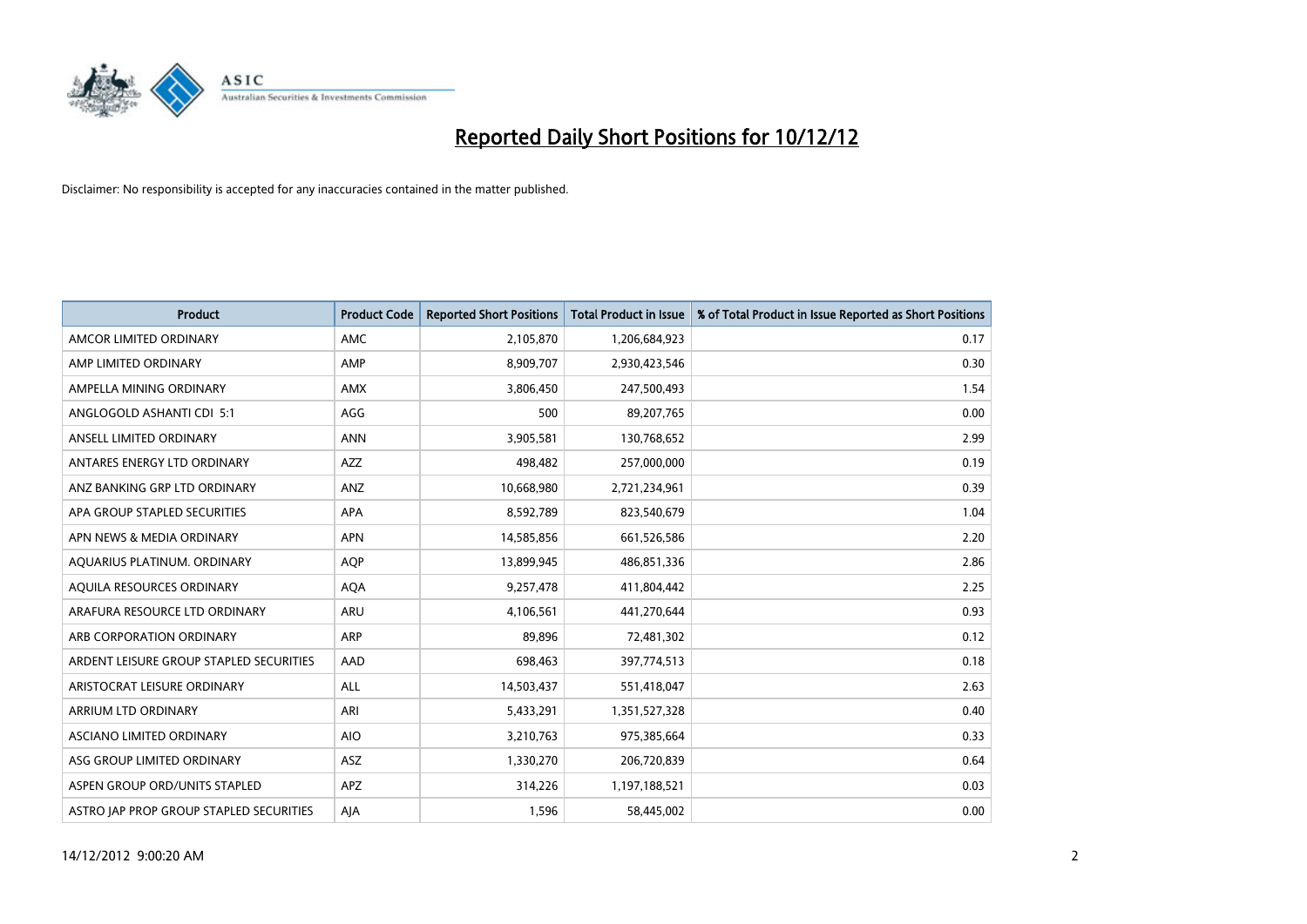# Reported Daily Short Positions for 10/12/12

Disclaimer: No responsibility is accepted for any inaccuracies contained in the matter published.

| Product | Product Code | Reported Short Positions | Total Product in Issue | % of Total Product in Issue Reported as Short Positions |
|---|---|---|---|---|
| AMCOR LIMITED ORDINARY | AMC | 2,105,870 | 1,206,684,923 | 0.17 |
| AMP LIMITED ORDINARY | AMP | 8,909,707 | 2,930,423,546 | 0.30 |
| AMPELLA MINING ORDINARY | AMX | 3,806,450 | 247,500,493 | 1.54 |
| ANGLOGOLD ASHANTI CDI 5:1 | AGG | 500 | 89,207,765 | 0.00 |
| ANSELL LIMITED ORDINARY | ANN | 3,905,581 | 130,768,652 | 2.99 |
| ANTARES ENERGY LTD ORDINARY | AZZ | 498,482 | 257,000,000 | 0.19 |
| ANZ BANKING GRP LTD ORDINARY | ANZ | 10,668,980 | 2,721,234,961 | 0.39 |
| APA GROUP STAPLED SECURITIES | APA | 8,592,789 | 823,540,679 | 1.04 |
| APN NEWS & MEDIA ORDINARY | APN | 14,585,856 | 661,526,586 | 2.20 |
| AQUARIUS PLATINUM. ORDINARY | AQP | 13,899,945 | 486,851,336 | 2.86 |
| AQUILA RESOURCES ORDINARY | AQA | 9,257,478 | 411,804,442 | 2.25 |
| ARAFURA RESOURCE LTD ORDINARY | ARU | 4,106,561 | 441,270,644 | 0.93 |
| ARB CORPORATION ORDINARY | ARP | 89,896 | 72,481,302 | 0.12 |
| ARDENT LEISURE GROUP STAPLED SECURITIES | AAD | 698,463 | 397,774,513 | 0.18 |
| ARISTOCRAT LEISURE ORDINARY | ALL | 14,503,437 | 551,418,047 | 2.63 |
| ARRIUM LTD ORDINARY | ARI | 5,433,291 | 1,351,527,328 | 0.40 |
| ASCIANO LIMITED ORDINARY | AIO | 3,210,763 | 975,385,664 | 0.33 |
| ASG GROUP LIMITED ORDINARY | ASZ | 1,330,270 | 206,720,839 | 0.64 |
| ASPEN GROUP ORD/UNITS STAPLED | APZ | 314,226 | 1,197,188,521 | 0.03 |
| ASTRO JAP PROP GROUP STAPLED SECURITIES | AJA | 1,596 | 58,445,002 | 0.00 |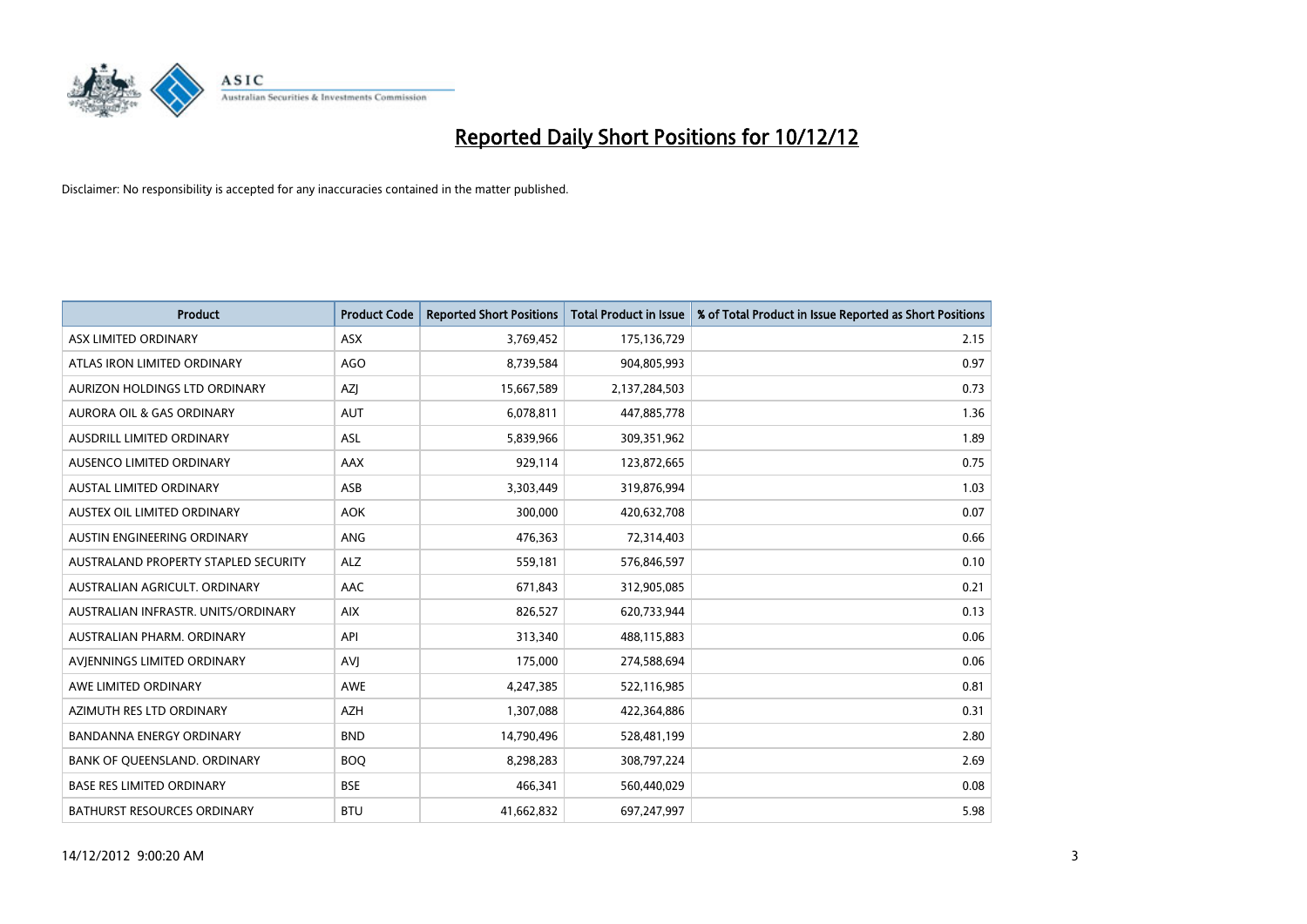# Reported Daily Short Positions for 10/12/12

Disclaimer: No responsibility is accepted for any inaccuracies contained in the matter published.

| Product | Product Code | Reported Short Positions | Total Product in Issue | % of Total Product in Issue Reported as Short Positions |
|---|---|---|---|---|
| ASX LIMITED ORDINARY | ASX | 3,769,452 | 175,136,729 | 2.15 |
| ATLAS IRON LIMITED ORDINARY | AGO | 8,739,584 | 904,805,993 | 0.97 |
| AURIZON HOLDINGS LTD ORDINARY | AZJ | 15,667,589 | 2,137,284,503 | 0.73 |
| AURORA OIL & GAS ORDINARY | AUT | 6,078,811 | 447,885,778 | 1.36 |
| AUSDRILL LIMITED ORDINARY | ASL | 5,839,966 | 309,351,962 | 1.89 |
| AUSENCO LIMITED ORDINARY | AAX | 929,114 | 123,872,665 | 0.75 |
| AUSTAL LIMITED ORDINARY | ASB | 3,303,449 | 319,876,994 | 1.03 |
| AUSTEX OIL LIMITED ORDINARY | AOK | 300,000 | 420,632,708 | 0.07 |
| AUSTIN ENGINEERING ORDINARY | ANG | 476,363 | 72,314,403 | 0.66 |
| AUSTRALAND PROPERTY STAPLED SECURITY | ALZ | 559,181 | 576,846,597 | 0.10 |
| AUSTRALIAN AGRICULT. ORDINARY | AAC | 671,843 | 312,905,085 | 0.21 |
| AUSTRALIAN INFRASTR. UNITS/ORDINARY | AIX | 826,527 | 620,733,944 | 0.13 |
| AUSTRALIAN PHARM. ORDINARY | API | 313,340 | 488,115,883 | 0.06 |
| AVJENNINGS LIMITED ORDINARY | AVJ | 175,000 | 274,588,694 | 0.06 |
| AWE LIMITED ORDINARY | AWE | 4,247,385 | 522,116,985 | 0.81 |
| AZIMUTH RES LTD ORDINARY | AZH | 1,307,088 | 422,364,886 | 0.31 |
| BANDANNA ENERGY ORDINARY | BND | 14,790,496 | 528,481,199 | 2.80 |
| BANK OF QUEENSLAND. ORDINARY | BOQ | 8,298,283 | 308,797,224 | 2.69 |
| BASE RES LIMITED ORDINARY | BSE | 466,341 | 560,440,029 | 0.08 |
| BATHURST RESOURCES ORDINARY | BTU | 41,662,832 | 697,247,997 | 5.98 |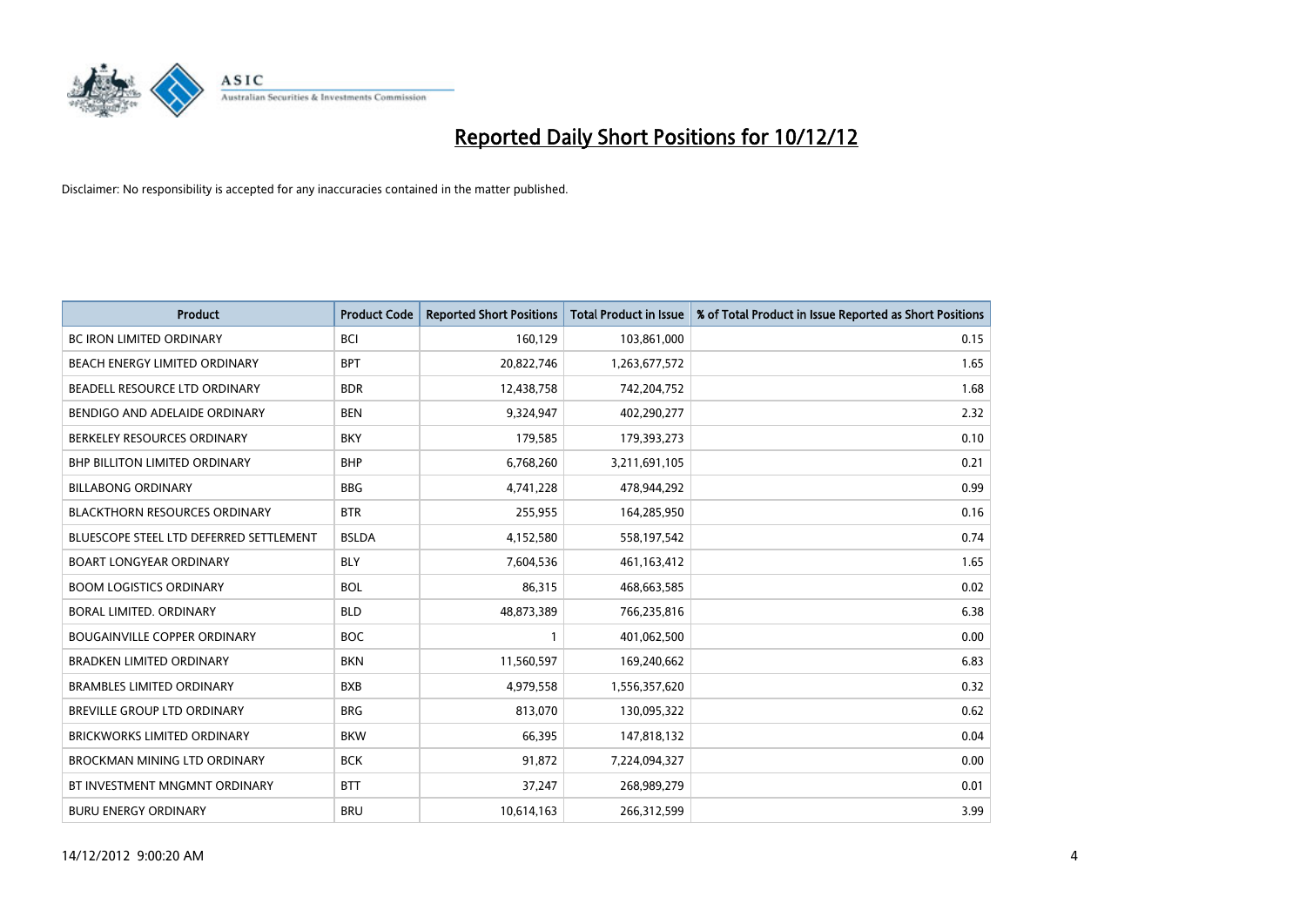# Reported Daily Short Positions for 10/12/12

Disclaimer: No responsibility is accepted for any inaccuracies contained in the matter published.

| Product | Product Code | Reported Short Positions | Total Product in Issue | % of Total Product in Issue Reported as Short Positions |
|---|---|---|---|---|
| BC IRON LIMITED ORDINARY | BCI | 160,129 | 103,861,000 | 0.15 |
| BEACH ENERGY LIMITED ORDINARY | BPT | 20,822,746 | 1,263,677,572 | 1.65 |
| BEADELL RESOURCE LTD ORDINARY | BDR | 12,438,758 | 742,204,752 | 1.68 |
| BENDIGO AND ADELAIDE ORDINARY | BEN | 9,324,947 | 402,290,277 | 2.32 |
| BERKELEY RESOURCES ORDINARY | BKY | 179,585 | 179,393,273 | 0.10 |
| BHP BILLITON LIMITED ORDINARY | BHP | 6,768,260 | 3,211,691,105 | 0.21 |
| BILLABONG ORDINARY | BBG | 4,741,228 | 478,944,292 | 0.99 |
| BLACKTHORN RESOURCES ORDINARY | BTR | 255,955 | 164,285,950 | 0.16 |
| BLUESCOPE STEEL LTD DEFERRED SETTLEMENT | BSLDA | 4,152,580 | 558,197,542 | 0.74 |
| BOART LONGYEAR ORDINARY | BLY | 7,604,536 | 461,163,412 | 1.65 |
| BOOM LOGISTICS ORDINARY | BOL | 86,315 | 468,663,585 | 0.02 |
| BORAL LIMITED. ORDINARY | BLD | 48,873,389 | 766,235,816 | 6.38 |
| BOUGAINVILLE COPPER ORDINARY | BOC | 1 | 401,062,500 | 0.00 |
| BRADKEN LIMITED ORDINARY | BKN | 11,560,597 | 169,240,662 | 6.83 |
| BRAMBLES LIMITED ORDINARY | BXB | 4,979,558 | 1,556,357,620 | 0.32 |
| BREVILLE GROUP LTD ORDINARY | BRG | 813,070 | 130,095,322 | 0.62 |
| BRICKWORKS LIMITED ORDINARY | BKW | 66,395 | 147,818,132 | 0.04 |
| BROCKMAN MINING LTD ORDINARY | BCK | 91,872 | 7,224,094,327 | 0.00 |
| BT INVESTMENT MNGMNT ORDINARY | BTT | 37,247 | 268,989,279 | 0.01 |
| BURU ENERGY ORDINARY | BRU | 10,614,163 | 266,312,599 | 3.99 |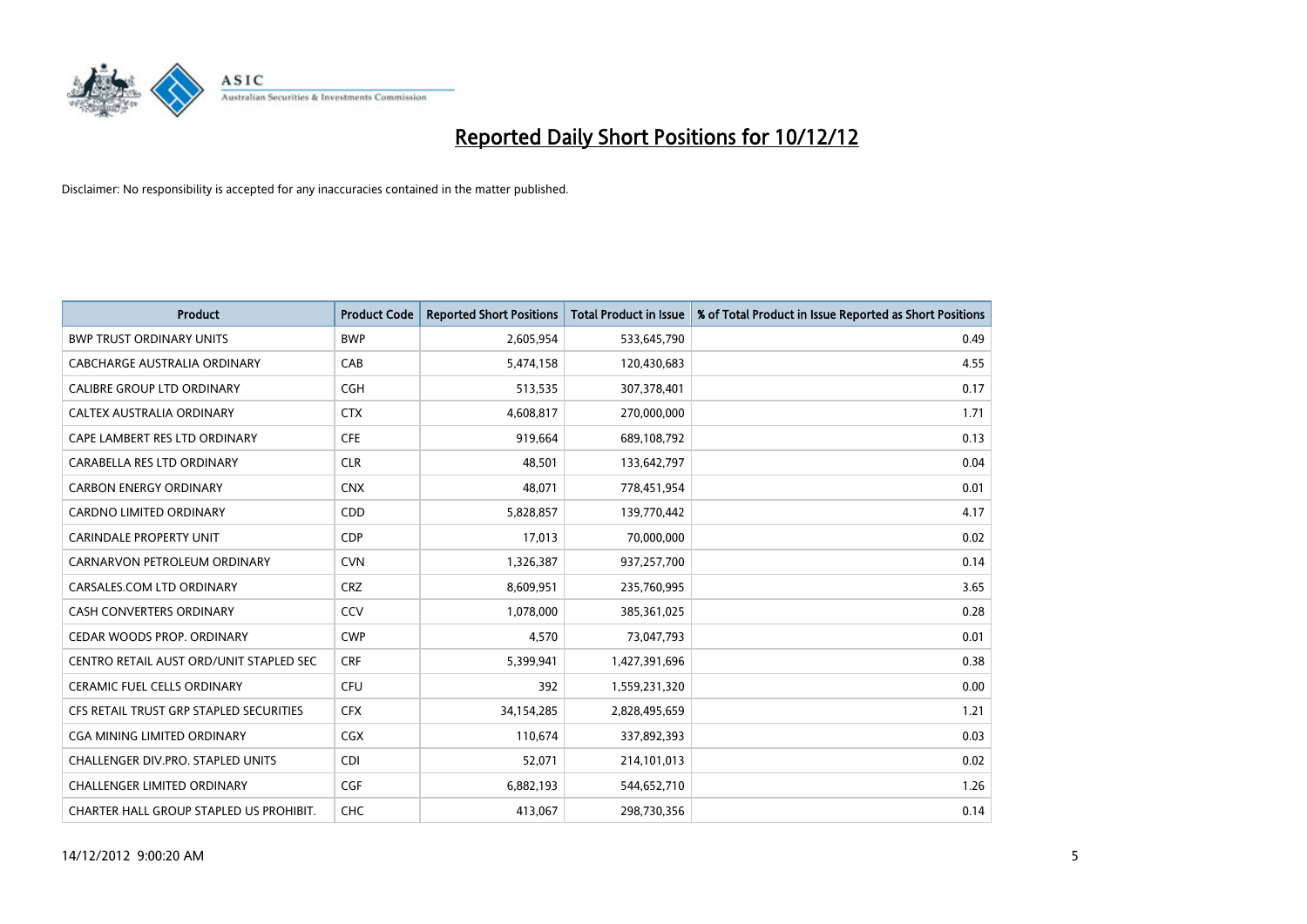# Reported Daily Short Positions for 10/12/12

Disclaimer: No responsibility is accepted for any inaccuracies contained in the matter published.

| Product | Product Code | Reported Short Positions | Total Product in Issue | % of Total Product in Issue Reported as Short Positions |
|---|---|---|---|---|
| BWP TRUST ORDINARY UNITS | BWP | 2,605,954 | 533,645,790 | 0.49 |
| CABCHARGE AUSTRALIA ORDINARY | CAB | 5,474,158 | 120,430,683 | 4.55 |
| CALIBRE GROUP LTD ORDINARY | CGH | 513,535 | 307,378,401 | 0.17 |
| CALTEX AUSTRALIA ORDINARY | CTX | 4,608,817 | 270,000,000 | 1.71 |
| CAPE LAMBERT RES LTD ORDINARY | CFE | 919,664 | 689,108,792 | 0.13 |
| CARABELLA RES LTD ORDINARY | CLR | 48,501 | 133,642,797 | 0.04 |
| CARBON ENERGY ORDINARY | CNX | 48,071 | 778,451,954 | 0.01 |
| CARDNO LIMITED ORDINARY | CDD | 5,828,857 | 139,770,442 | 4.17 |
| CARINDALE PROPERTY UNIT | CDP | 17,013 | 70,000,000 | 0.02 |
| CARNARVON PETROLEUM ORDINARY | CVN | 1,326,387 | 937,257,700 | 0.14 |
| CARSALES.COM LTD ORDINARY | CRZ | 8,609,951 | 235,760,995 | 3.65 |
| CASH CONVERTERS ORDINARY | CCV | 1,078,000 | 385,361,025 | 0.28 |
| CEDAR WOODS PROP. ORDINARY | CWP | 4,570 | 73,047,793 | 0.01 |
| CENTRO RETAIL AUST ORD/UNIT STAPLED SEC | CRF | 5,399,941 | 1,427,391,696 | 0.38 |
| CERAMIC FUEL CELLS ORDINARY | CFU | 392 | 1,559,231,320 | 0.00 |
| CFS RETAIL TRUST GRP STAPLED SECURITIES | CFX | 34,154,285 | 2,828,495,659 | 1.21 |
| CGA MINING LIMITED ORDINARY | CGX | 110,674 | 337,892,393 | 0.03 |
| CHALLENGER DIV.PRO. STAPLED UNITS | CDI | 52,071 | 214,101,013 | 0.02 |
| CHALLENGER LIMITED ORDINARY | CGF | 6,882,193 | 544,652,710 | 1.26 |
| CHARTER HALL GROUP STAPLED US PROHIBIT. | CHC | 413,067 | 298,730,356 | 0.14 |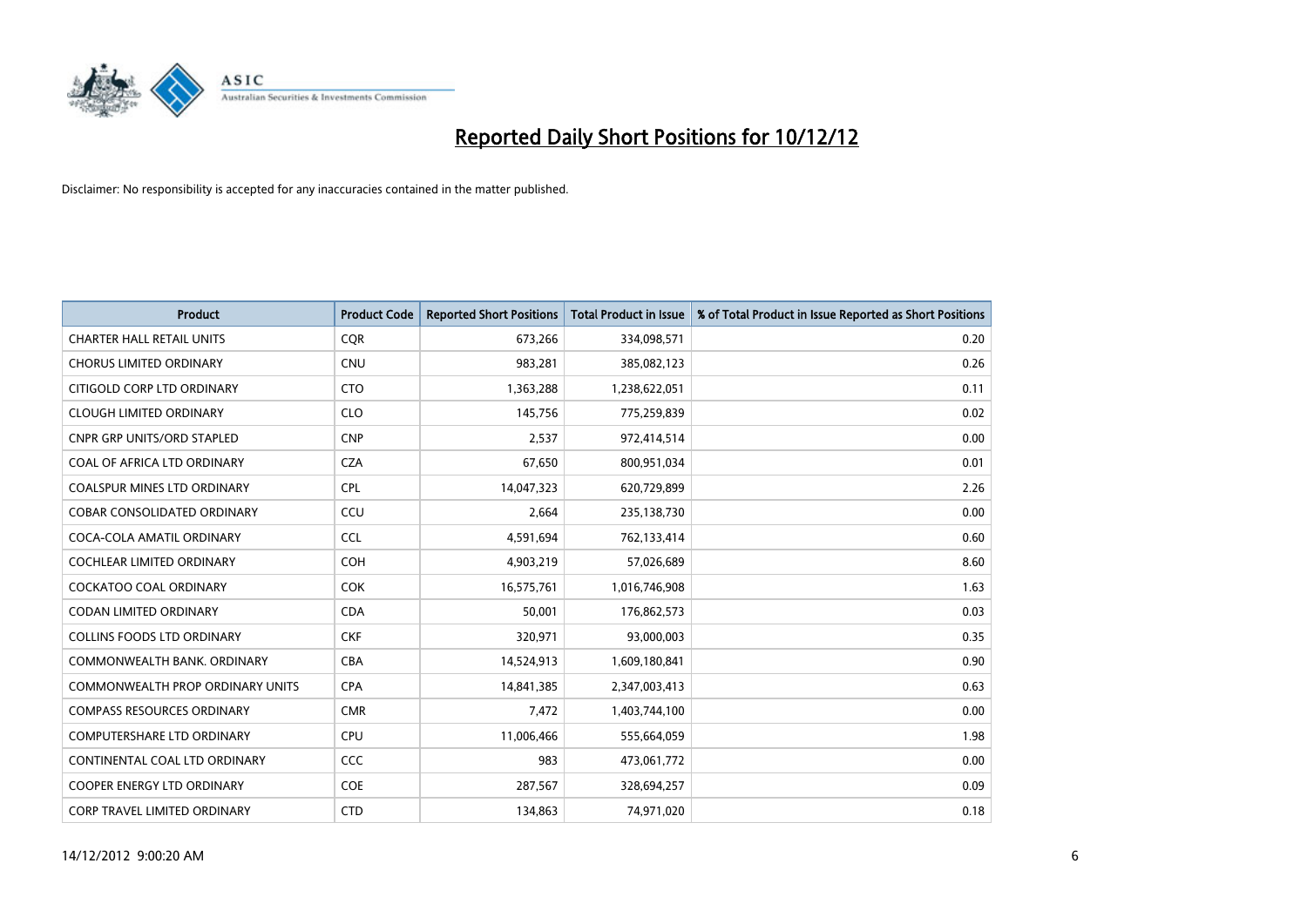# Reported Daily Short Positions for 10/12/12

Disclaimer: No responsibility is accepted for any inaccuracies contained in the matter published.

| Product | Product Code | Reported Short Positions | Total Product in Issue | % of Total Product in Issue Reported as Short Positions |
|---|---|---|---|---|
| CHARTER HALL RETAIL UNITS | CQR | 673,266 | 334,098,571 | 0.20 |
| CHORUS LIMITED ORDINARY | CNU | 983,281 | 385,082,123 | 0.26 |
| CITIGOLD CORP LTD ORDINARY | CTO | 1,363,288 | 1,238,622,051 | 0.11 |
| CLOUGH LIMITED ORDINARY | CLO | 145,756 | 775,259,839 | 0.02 |
| CNPR GRP UNITS/ORD STAPLED | CNP | 2,537 | 972,414,514 | 0.00 |
| COAL OF AFRICA LTD ORDINARY | CZA | 67,650 | 800,951,034 | 0.01 |
| COALSPUR MINES LTD ORDINARY | CPL | 14,047,323 | 620,729,899 | 2.26 |
| COBAR CONSOLIDATED ORDINARY | CCU | 2,664 | 235,138,730 | 0.00 |
| COCA-COLA AMATIL ORDINARY | CCL | 4,591,694 | 762,133,414 | 0.60 |
| COCHLEAR LIMITED ORDINARY | COH | 4,903,219 | 57,026,689 | 8.60 |
| COCKATOO COAL ORDINARY | COK | 16,575,761 | 1,016,746,908 | 1.63 |
| CODAN LIMITED ORDINARY | CDA | 50,001 | 176,862,573 | 0.03 |
| COLLINS FOODS LTD ORDINARY | CKF | 320,971 | 93,000,003 | 0.35 |
| COMMONWEALTH BANK. ORDINARY | CBA | 14,524,913 | 1,609,180,841 | 0.90 |
| COMMONWEALTH PROP ORDINARY UNITS | CPA | 14,841,385 | 2,347,003,413 | 0.63 |
| COMPASS RESOURCES ORDINARY | CMR | 7,472 | 1,403,744,100 | 0.00 |
| COMPUTERSHARE LTD ORDINARY | CPU | 11,006,466 | 555,664,059 | 1.98 |
| CONTINENTAL COAL LTD ORDINARY | CCC | 983 | 473,061,772 | 0.00 |
| COOPER ENERGY LTD ORDINARY | COE | 287,567 | 328,694,257 | 0.09 |
| CORP TRAVEL LIMITED ORDINARY | CTD | 134,863 | 74,971,020 | 0.18 |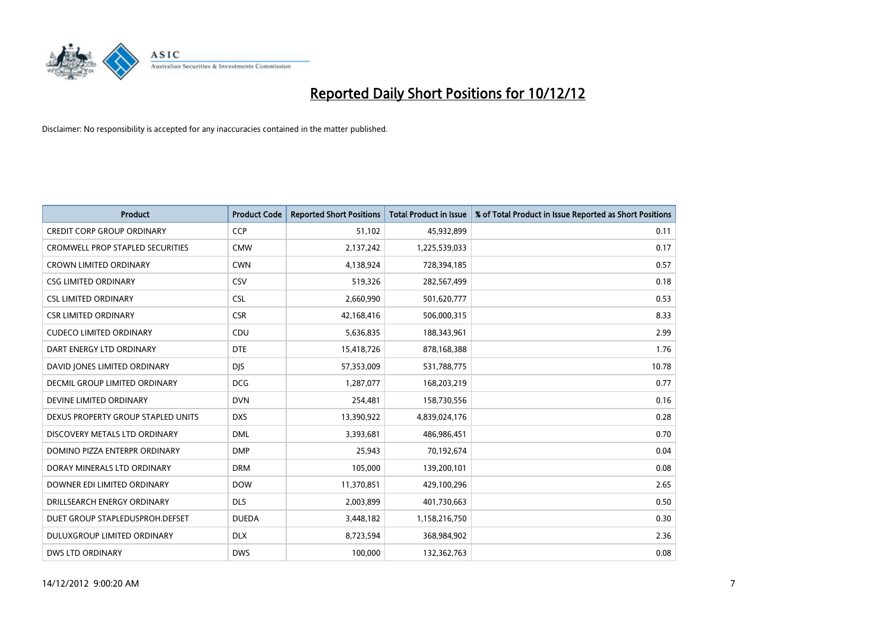# Reported Daily Short Positions for 10/12/12

Disclaimer: No responsibility is accepted for any inaccuracies contained in the matter published.

| Product | Product Code | Reported Short Positions | Total Product in Issue | % of Total Product in Issue Reported as Short Positions |
|---|---|---|---|---|
| CREDIT CORP GROUP ORDINARY | CCP | 51,102 | 45,932,899 | 0.11 |
| CROMWELL PROP STAPLED SECURITIES | CMW | 2,137,242 | 1,225,539,033 | 0.17 |
| CROWN LIMITED ORDINARY | CWN | 4,138,924 | 728,394,185 | 0.57 |
| CSG LIMITED ORDINARY | CSV | 519,326 | 282,567,499 | 0.18 |
| CSL LIMITED ORDINARY | CSL | 2,660,990 | 501,620,777 | 0.53 |
| CSR LIMITED ORDINARY | CSR | 42,168,416 | 506,000,315 | 8.33 |
| CUDECO LIMITED ORDINARY | CDU | 5,636,835 | 188,343,961 | 2.99 |
| DART ENERGY LTD ORDINARY | DTE | 15,418,726 | 878,168,388 | 1.76 |
| DAVID JONES LIMITED ORDINARY | DJS | 57,353,009 | 531,788,775 | 10.78 |
| DECMIL GROUP LIMITED ORDINARY | DCG | 1,287,077 | 168,203,219 | 0.77 |
| DEVINE LIMITED ORDINARY | DVN | 254,481 | 158,730,556 | 0.16 |
| DEXUS PROPERTY GROUP STAPLED UNITS | DXS | 13,390,922 | 4,839,024,176 | 0.28 |
| DISCOVERY METALS LTD ORDINARY | DML | 3,393,681 | 486,986,451 | 0.70 |
| DOMINO PIZZA ENTERPR ORDINARY | DMP | 25,943 | 70,192,674 | 0.04 |
| DORAY MINERALS LTD ORDINARY | DRM | 105,000 | 139,200,101 | 0.08 |
| DOWNER EDI LIMITED ORDINARY | DOW | 11,370,851 | 429,100,296 | 2.65 |
| DRILLSEARCH ENERGY ORDINARY | DLS | 2,003,899 | 401,730,663 | 0.50 |
| DUET GROUP STAPLEDUSPROH.DEFSET | DUEDA | 3,448,182 | 1,158,216,750 | 0.30 |
| DULUXGROUP LIMITED ORDINARY | DLX | 8,723,594 | 368,984,902 | 2.36 |
| DWS LTD ORDINARY | DWS | 100,000 | 132,362,763 | 0.08 |

14/12/2012 9:00:20 AM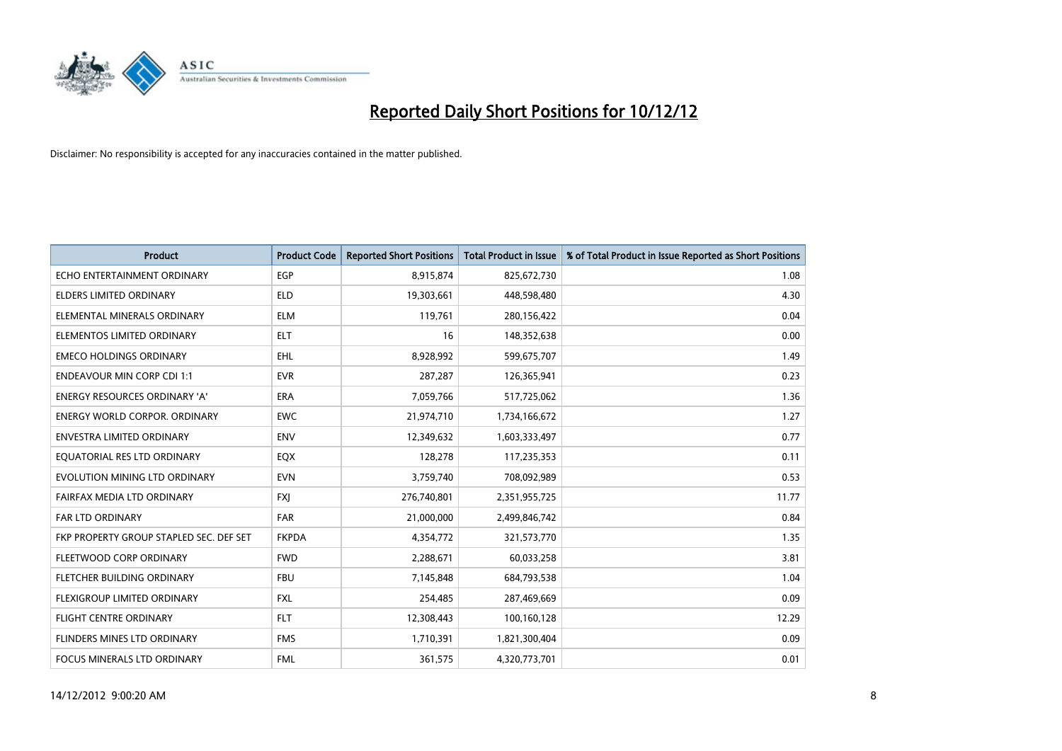# Reported Daily Short Positions for 10/12/12

Disclaimer: No responsibility is accepted for any inaccuracies contained in the matter published.

| Product | Product Code | Reported Short Positions | Total Product in Issue | % of Total Product in Issue Reported as Short Positions |
|---|---|---|---|---|
| ECHO ENTERTAINMENT ORDINARY | EGP | 8,915,874 | 825,672,730 | 1.08 |
| ELDERS LIMITED ORDINARY | ELD | 19,303,661 | 448,598,480 | 4.30 |
| ELEMENTAL MINERALS ORDINARY | ELM | 119,761 | 280,156,422 | 0.04 |
| ELEMENTOS LIMITED ORDINARY | ELT | 16 | 148,352,638 | 0.00 |
| EMECO HOLDINGS ORDINARY | EHL | 8,928,992 | 599,675,707 | 1.49 |
| ENDEAVOUR MIN CORP CDI 1:1 | EVR | 287,287 | 126,365,941 | 0.23 |
| ENERGY RESOURCES ORDINARY 'A' | ERA | 7,059,766 | 517,725,062 | 1.36 |
| ENERGY WORLD CORPOR. ORDINARY | EWC | 21,974,710 | 1,734,166,672 | 1.27 |
| ENVESTRA LIMITED ORDINARY | ENV | 12,349,632 | 1,603,333,497 | 0.77 |
| EQUATORIAL RES LTD ORDINARY | EQX | 128,278 | 117,235,353 | 0.11 |
| EVOLUTION MINING LTD ORDINARY | EVN | 3,759,740 | 708,092,989 | 0.53 |
| FAIRFAX MEDIA LTD ORDINARY | FXJ | 276,740,801 | 2,351,955,725 | 11.77 |
| FAR LTD ORDINARY | FAR | 21,000,000 | 2,499,846,742 | 0.84 |
| FKP PROPERTY GROUP STAPLED SEC. DEF SET | FKPDA | 4,354,772 | 321,573,770 | 1.35 |
| FLEETWOOD CORP ORDINARY | FWD | 2,288,671 | 60,033,258 | 3.81 |
| FLETCHER BUILDING ORDINARY | FBU | 7,145,848 | 684,793,538 | 1.04 |
| FLEXIGROUP LIMITED ORDINARY | FXL | 254,485 | 287,469,669 | 0.09 |
| FLIGHT CENTRE ORDINARY | FLT | 12,308,443 | 100,160,128 | 12.29 |
| FLINDERS MINES LTD ORDINARY | FMS | 1,710,391 | 1,821,300,404 | 0.09 |
| FOCUS MINERALS LTD ORDINARY | FML | 361,575 | 4,320,773,701 | 0.01 |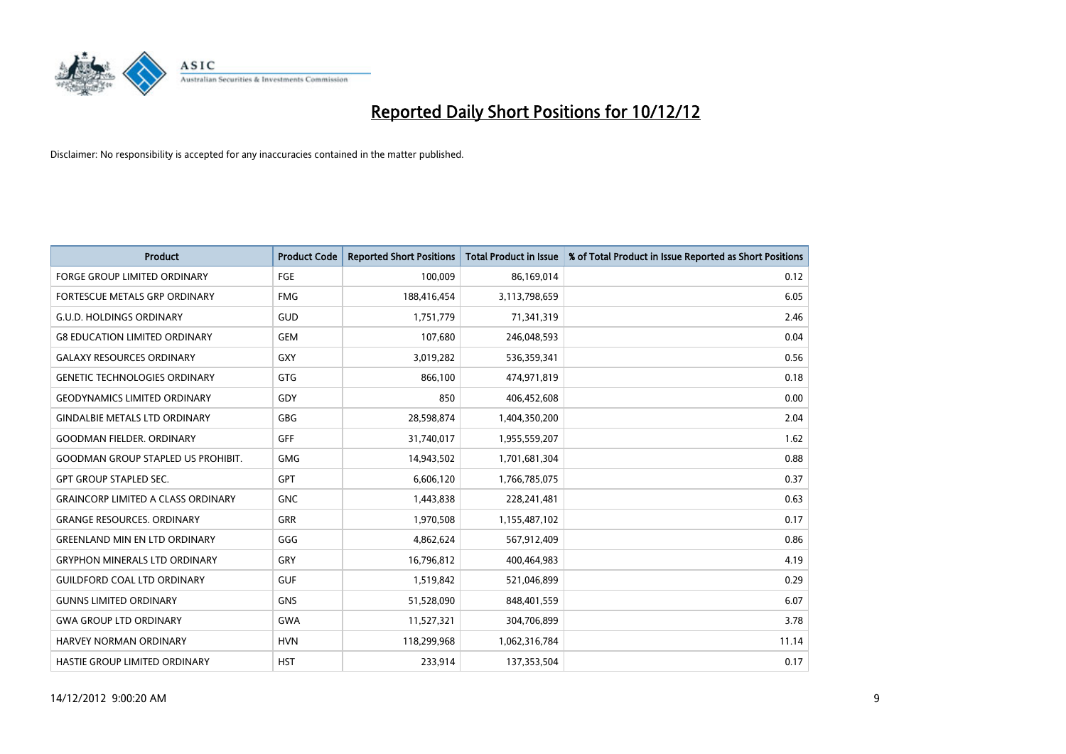# Reported Daily Short Positions for 10/12/12

Disclaimer: No responsibility is accepted for any inaccuracies contained in the matter published.

| Product | Product Code | Reported Short Positions | Total Product in Issue | % of Total Product in Issue Reported as Short Positions |
|---|---|---|---|---|
| FORGE GROUP LIMITED ORDINARY | FGE | 100,009 | 86,169,014 | 0.12 |
| FORTESCUE METALS GRP ORDINARY | FMG | 188,416,454 | 3,113,798,659 | 6.05 |
| G.U.D. HOLDINGS ORDINARY | GUD | 1,751,779 | 71,341,319 | 2.46 |
| G8 EDUCATION LIMITED ORDINARY | GEM | 107,680 | 246,048,593 | 0.04 |
| GALAXY RESOURCES ORDINARY | GXY | 3,019,282 | 536,359,341 | 0.56 |
| GENETIC TECHNOLOGIES ORDINARY | GTG | 866,100 | 474,971,819 | 0.18 |
| GEODYNAMICS LIMITED ORDINARY | GDY | 850 | 406,452,608 | 0.00 |
| GINDALBIE METALS LTD ORDINARY | GBG | 28,598,874 | 1,404,350,200 | 2.04 |
| GOODMAN FIELDER. ORDINARY | GFF | 31,740,017 | 1,955,559,207 | 1.62 |
| GOODMAN GROUP STAPLED US PROHIBIT. | GMG | 14,943,502 | 1,701,681,304 | 0.88 |
| GPT GROUP STAPLED SEC. | GPT | 6,606,120 | 1,766,785,075 | 0.37 |
| GRAINCORP LIMITED A CLASS ORDINARY | GNC | 1,443,838 | 228,241,481 | 0.63 |
| GRANGE RESOURCES. ORDINARY | GRR | 1,970,508 | 1,155,487,102 | 0.17 |
| GREENLAND MIN EN LTD ORDINARY | GGG | 4,862,624 | 567,912,409 | 0.86 |
| GRYPHON MINERALS LTD ORDINARY | GRY | 16,796,812 | 400,464,983 | 4.19 |
| GUILDFORD COAL LTD ORDINARY | GUF | 1,519,842 | 521,046,899 | 0.29 |
| GUNNS LIMITED ORDINARY | GNS | 51,528,090 | 848,401,559 | 6.07 |
| GWA GROUP LTD ORDINARY | GWA | 11,527,321 | 304,706,899 | 3.78 |
| HARVEY NORMAN ORDINARY | HVN | 118,299,968 | 1,062,316,784 | 11.14 |
| HASTIE GROUP LIMITED ORDINARY | HST | 233,914 | 137,353,504 | 0.17 |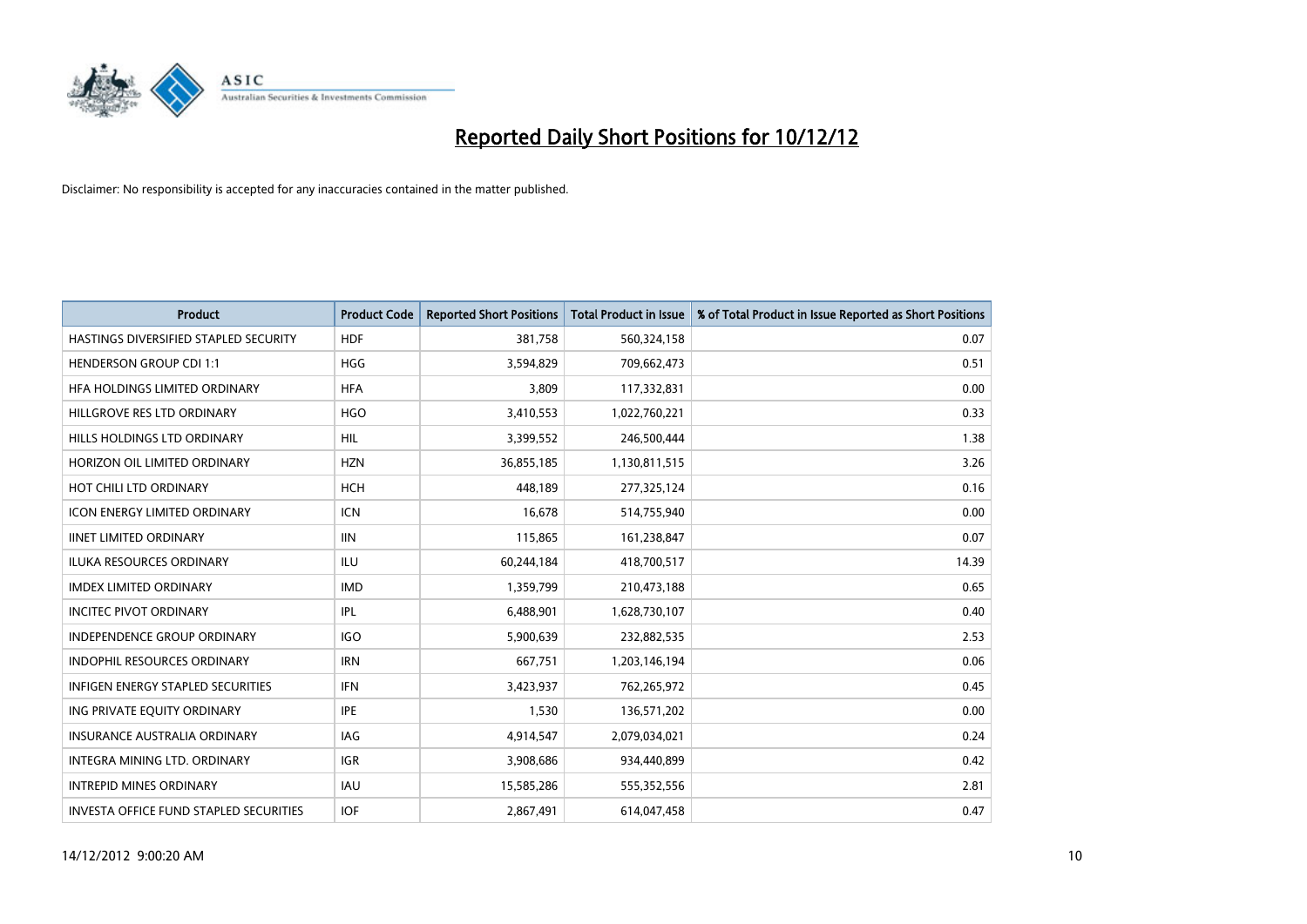# Reported Daily Short Positions for 10/12/12

Disclaimer: No responsibility is accepted for any inaccuracies contained in the matter published.

| Product | Product Code | Reported Short Positions | Total Product in Issue | % of Total Product in Issue Reported as Short Positions |
|---|---|---|---|---|
| HASTINGS DIVERSIFIED STAPLED SECURITY | HDF | 381,758 | 560,324,158 | 0.07 |
| HENDERSON GROUP CDI 1:1 | HGG | 3,594,829 | 709,662,473 | 0.51 |
| HFA HOLDINGS LIMITED ORDINARY | HFA | 3,809 | 117,332,831 | 0.00 |
| HILLGROVE RES LTD ORDINARY | HGO | 3,410,553 | 1,022,760,221 | 0.33 |
| HILLS HOLDINGS LTD ORDINARY | HIL | 3,399,552 | 246,500,444 | 1.38 |
| HORIZON OIL LIMITED ORDINARY | HZN | 36,855,185 | 1,130,811,515 | 3.26 |
| HOT CHILI LTD ORDINARY | HCH | 448,189 | 277,325,124 | 0.16 |
| ICON ENERGY LIMITED ORDINARY | ICN | 16,678 | 514,755,940 | 0.00 |
| IINET LIMITED ORDINARY | IIN | 115,865 | 161,238,847 | 0.07 |
| ILUKA RESOURCES ORDINARY | ILU | 60,244,184 | 418,700,517 | 14.39 |
| IMDEX LIMITED ORDINARY | IMD | 1,359,799 | 210,473,188 | 0.65 |
| INCITEC PIVOT ORDINARY | IPL | 6,488,901 | 1,628,730,107 | 0.40 |
| INDEPENDENCE GROUP ORDINARY | IGO | 5,900,639 | 232,882,535 | 2.53 |
| INDOPHIL RESOURCES ORDINARY | IRN | 667,751 | 1,203,146,194 | 0.06 |
| INFIGEN ENERGY STAPLED SECURITIES | IFN | 3,423,937 | 762,265,972 | 0.45 |
| ING PRIVATE EQUITY ORDINARY | IPE | 1,530 | 136,571,202 | 0.00 |
| INSURANCE AUSTRALIA ORDINARY | IAG | 4,914,547 | 2,079,034,021 | 0.24 |
| INTEGRA MINING LTD. ORDINARY | IGR | 3,908,686 | 934,440,899 | 0.42 |
| INTREPID MINES ORDINARY | IAU | 15,585,286 | 555,352,556 | 2.81 |
| INVESTA OFFICE FUND STAPLED SECURITIES | IOF | 2,867,491 | 614,047,458 | 0.47 |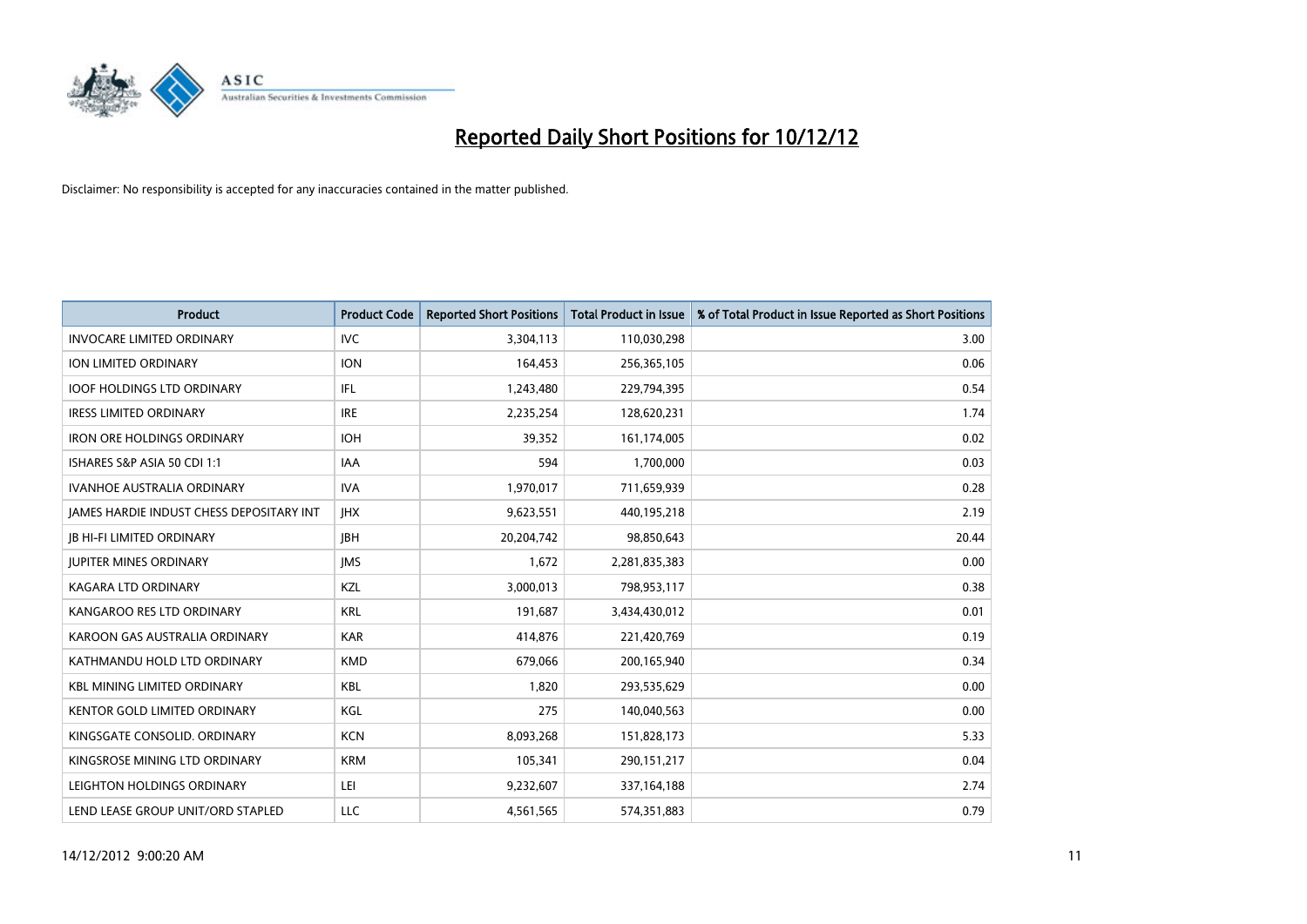# Reported Daily Short Positions for 10/12/12

Disclaimer: No responsibility is accepted for any inaccuracies contained in the matter published.

| Product | Product Code | Reported Short Positions | Total Product in Issue | % of Total Product in Issue Reported as Short Positions |
|---|---|---|---|---|
| INVOCARE LIMITED ORDINARY | IVC | 3,304,113 | 110,030,298 | 3.00 |
| ION LIMITED ORDINARY | ION | 164,453 | 256,365,105 | 0.06 |
| IOOF HOLDINGS LTD ORDINARY | IFL | 1,243,480 | 229,794,395 | 0.54 |
| IRESS LIMITED ORDINARY | IRE | 2,235,254 | 128,620,231 | 1.74 |
| IRON ORE HOLDINGS ORDINARY | IOH | 39,352 | 161,174,005 | 0.02 |
| ISHARES S&P ASIA 50 CDI 1:1 | IAA | 594 | 1,700,000 | 0.03 |
| IVANHOE AUSTRALIA ORDINARY | IVA | 1,970,017 | 711,659,939 | 0.28 |
| JAMES HARDIE INDUST CHESS DEPOSITARY INT | JHX | 9,623,551 | 440,195,218 | 2.19 |
| JB HI-FI LIMITED ORDINARY | JBH | 20,204,742 | 98,850,643 | 20.44 |
| JUPITER MINES ORDINARY | JMS | 1,672 | 2,281,835,383 | 0.00 |
| KAGARA LTD ORDINARY | KZL | 3,000,013 | 798,953,117 | 0.38 |
| KANGAROO RES LTD ORDINARY | KRL | 191,687 | 3,434,430,012 | 0.01 |
| KAROON GAS AUSTRALIA ORDINARY | KAR | 414,876 | 221,420,769 | 0.19 |
| KATHMANDU HOLD LTD ORDINARY | KMD | 679,066 | 200,165,940 | 0.34 |
| KBL MINING LIMITED ORDINARY | KBL | 1,820 | 293,535,629 | 0.00 |
| KENTOR GOLD LIMITED ORDINARY | KGL | 275 | 140,040,563 | 0.00 |
| KINGSGATE CONSOLID. ORDINARY | KCN | 8,093,268 | 151,828,173 | 5.33 |
| KINGSROSE MINING LTD ORDINARY | KRM | 105,341 | 290,151,217 | 0.04 |
| LEIGHTON HOLDINGS ORDINARY | LEI | 9,232,607 | 337,164,188 | 2.74 |
| LEND LEASE GROUP UNIT/ORD STAPLED | LLC | 4,561,565 | 574,351,883 | 0.79 |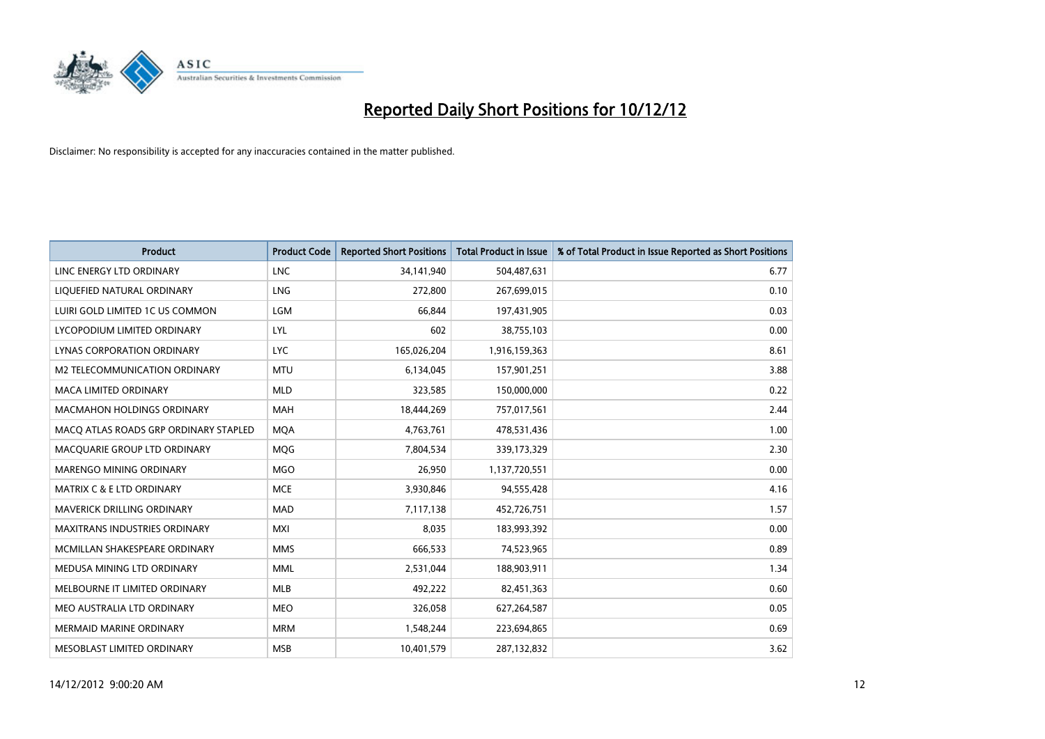# Reported Daily Short Positions for 10/12/12

Disclaimer: No responsibility is accepted for any inaccuracies contained in the matter published.

| Product | Product Code | Reported Short Positions | Total Product in Issue | % of Total Product in Issue Reported as Short Positions |
|---|---|---|---|---|
| LINC ENERGY LTD ORDINARY | LNC | 34,141,940 | 504,487,631 | 6.77 |
| LIQUEFIED NATURAL ORDINARY | LNG | 272,800 | 267,699,015 | 0.10 |
| LUIRI GOLD LIMITED 1C US COMMON | LGM | 66,844 | 197,431,905 | 0.03 |
| LYCOPODIUM LIMITED ORDINARY | LYL | 602 | 38,755,103 | 0.00 |
| LYNAS CORPORATION ORDINARY | LYC | 165,026,204 | 1,916,159,363 | 8.61 |
| M2 TELECOMMUNICATION ORDINARY | MTU | 6,134,045 | 157,901,251 | 3.88 |
| MACA LIMITED ORDINARY | MLD | 323,585 | 150,000,000 | 0.22 |
| MACMAHON HOLDINGS ORDINARY | MAH | 18,444,269 | 757,017,561 | 2.44 |
| MACQ ATLAS ROADS GRP ORDINARY STAPLED | MQA | 4,763,761 | 478,531,436 | 1.00 |
| MACQUARIE GROUP LTD ORDINARY | MQG | 7,804,534 | 339,173,329 | 2.30 |
| MARENGO MINING ORDINARY | MGO | 26,950 | 1,137,720,551 | 0.00 |
| MATRIX C & E LTD ORDINARY | MCE | 3,930,846 | 94,555,428 | 4.16 |
| MAVERICK DRILLING ORDINARY | MAD | 7,117,138 | 452,726,751 | 1.57 |
| MAXITRANS INDUSTRIES ORDINARY | MXI | 8,035 | 183,993,392 | 0.00 |
| MCMILLAN SHAKESPEARE ORDINARY | MMS | 666,533 | 74,523,965 | 0.89 |
| MEDUSA MINING LTD ORDINARY | MML | 2,531,044 | 188,903,911 | 1.34 |
| MELBOURNE IT LIMITED ORDINARY | MLB | 492,222 | 82,451,363 | 0.60 |
| MEO AUSTRALIA LTD ORDINARY | MEO | 326,058 | 627,264,587 | 0.05 |
| MERMAID MARINE ORDINARY | MRM | 1,548,244 | 223,694,865 | 0.69 |
| MESOBLAST LIMITED ORDINARY | MSB | 10,401,579 | 287,132,832 | 3.62 |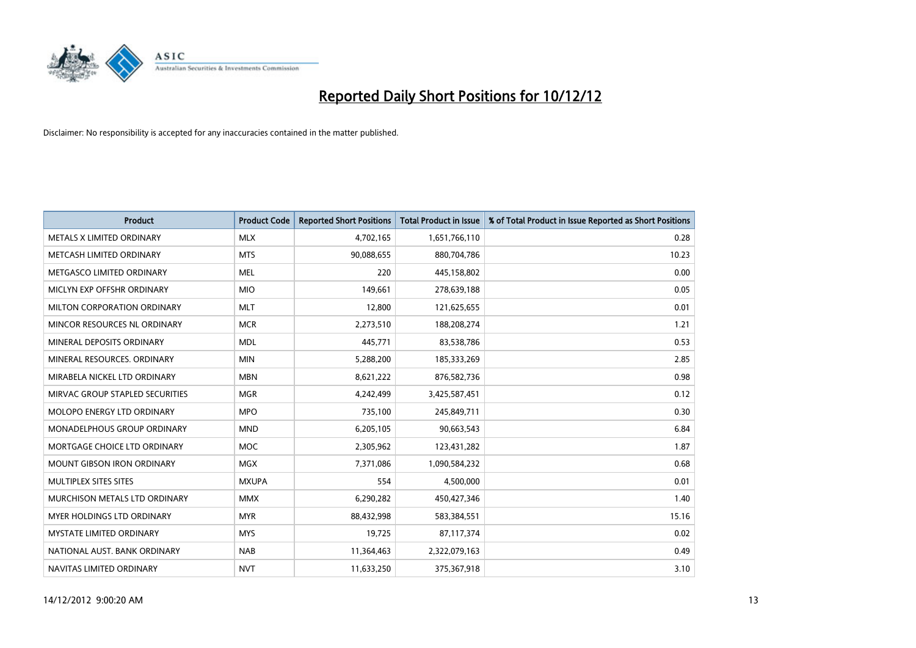# Reported Daily Short Positions for 10/12/12

Disclaimer: No responsibility is accepted for any inaccuracies contained in the matter published.

| Product | Product Code | Reported Short Positions | Total Product in Issue | % of Total Product in Issue Reported as Short Positions |
|---|---|---|---|---|
| METALS X LIMITED ORDINARY | MLX | 4,702,165 | 1,651,766,110 | 0.28 |
| METCASH LIMITED ORDINARY | MTS | 90,088,655 | 880,704,786 | 10.23 |
| METGASCO LIMITED ORDINARY | MEL | 220 | 445,158,802 | 0.00 |
| MICLYN EXP OFFSHR ORDINARY | MIO | 149,661 | 278,639,188 | 0.05 |
| MILTON CORPORATION ORDINARY | MLT | 12,800 | 121,625,655 | 0.01 |
| MINCOR RESOURCES NL ORDINARY | MCR | 2,273,510 | 188,208,274 | 1.21 |
| MINERAL DEPOSITS ORDINARY | MDL | 445,771 | 83,538,786 | 0.53 |
| MINERAL RESOURCES. ORDINARY | MIN | 5,288,200 | 185,333,269 | 2.85 |
| MIRABELA NICKEL LTD ORDINARY | MBN | 8,621,222 | 876,582,736 | 0.98 |
| MIRVAC GROUP STAPLED SECURITIES | MGR | 4,242,499 | 3,425,587,451 | 0.12 |
| MOLOPO ENERGY LTD ORDINARY | MPO | 735,100 | 245,849,711 | 0.30 |
| MONADELPHOUS GROUP ORDINARY | MND | 6,205,105 | 90,663,543 | 6.84 |
| MORTGAGE CHOICE LTD ORDINARY | MOC | 2,305,962 | 123,431,282 | 1.87 |
| MOUNT GIBSON IRON ORDINARY | MGX | 7,371,086 | 1,090,584,232 | 0.68 |
| MULTIPLEX SITES SITES | MXUPA | 554 | 4,500,000 | 0.01 |
| MURCHISON METALS LTD ORDINARY | MMX | 6,290,282 | 450,427,346 | 1.40 |
| MYER HOLDINGS LTD ORDINARY | MYR | 88,432,998 | 583,384,551 | 15.16 |
| MYSTATE LIMITED ORDINARY | MYS | 19,725 | 87,117,374 | 0.02 |
| NATIONAL AUST. BANK ORDINARY | NAB | 11,364,463 | 2,322,079,163 | 0.49 |
| NAVITAS LIMITED ORDINARY | NVT | 11,633,250 | 375,367,918 | 3.10 |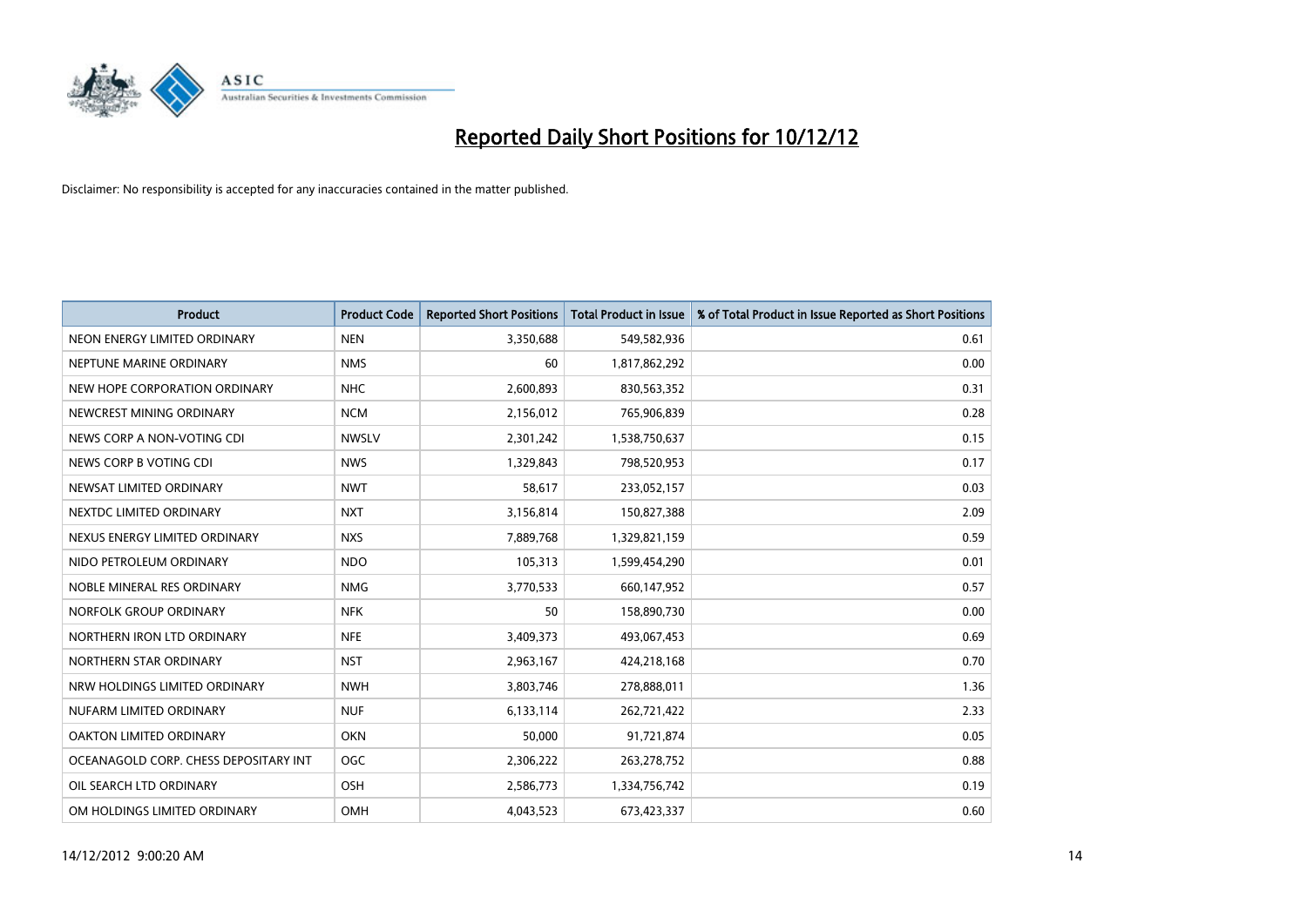# Reported Daily Short Positions for 10/12/12

Disclaimer: No responsibility is accepted for any inaccuracies contained in the matter published.

| Product | Product Code | Reported Short Positions | Total Product in Issue | % of Total Product in Issue Reported as Short Positions |
|---|---|---|---|---|
| NEON ENERGY LIMITED ORDINARY | NEN | 3,350,688 | 549,582,936 | 0.61 |
| NEPTUNE MARINE ORDINARY | NMS | 60 | 1,817,862,292 | 0.00 |
| NEW HOPE CORPORATION ORDINARY | NHC | 2,600,893 | 830,563,352 | 0.31 |
| NEWCREST MINING ORDINARY | NCM | 2,156,012 | 765,906,839 | 0.28 |
| NEWS CORP A NON-VOTING CDI | NWSLV | 2,301,242 | 1,538,750,637 | 0.15 |
| NEWS CORP B VOTING CDI | NWS | 1,329,843 | 798,520,953 | 0.17 |
| NEWSAT LIMITED ORDINARY | NWT | 58,617 | 233,052,157 | 0.03 |
| NEXTDC LIMITED ORDINARY | NXT | 3,156,814 | 150,827,388 | 2.09 |
| NEXUS ENERGY LIMITED ORDINARY | NXS | 7,889,768 | 1,329,821,159 | 0.59 |
| NIDO PETROLEUM ORDINARY | NDO | 105,313 | 1,599,454,290 | 0.01 |
| NOBLE MINERAL RES ORDINARY | NMG | 3,770,533 | 660,147,952 | 0.57 |
| NORFOLK GROUP ORDINARY | NFK | 50 | 158,890,730 | 0.00 |
| NORTHERN IRON LTD ORDINARY | NFE | 3,409,373 | 493,067,453 | 0.69 |
| NORTHERN STAR ORDINARY | NST | 2,963,167 | 424,218,168 | 0.70 |
| NRW HOLDINGS LIMITED ORDINARY | NWH | 3,803,746 | 278,888,011 | 1.36 |
| NUFARM LIMITED ORDINARY | NUF | 6,133,114 | 262,721,422 | 2.33 |
| OAKTON LIMITED ORDINARY | OKN | 50,000 | 91,721,874 | 0.05 |
| OCEANAGOLD CORP. CHESS DEPOSITARY INT | OGC | 2,306,222 | 263,278,752 | 0.88 |
| OIL SEARCH LTD ORDINARY | OSH | 2,586,773 | 1,334,756,742 | 0.19 |
| OM HOLDINGS LIMITED ORDINARY | OMH | 4,043,523 | 673,423,337 | 0.60 |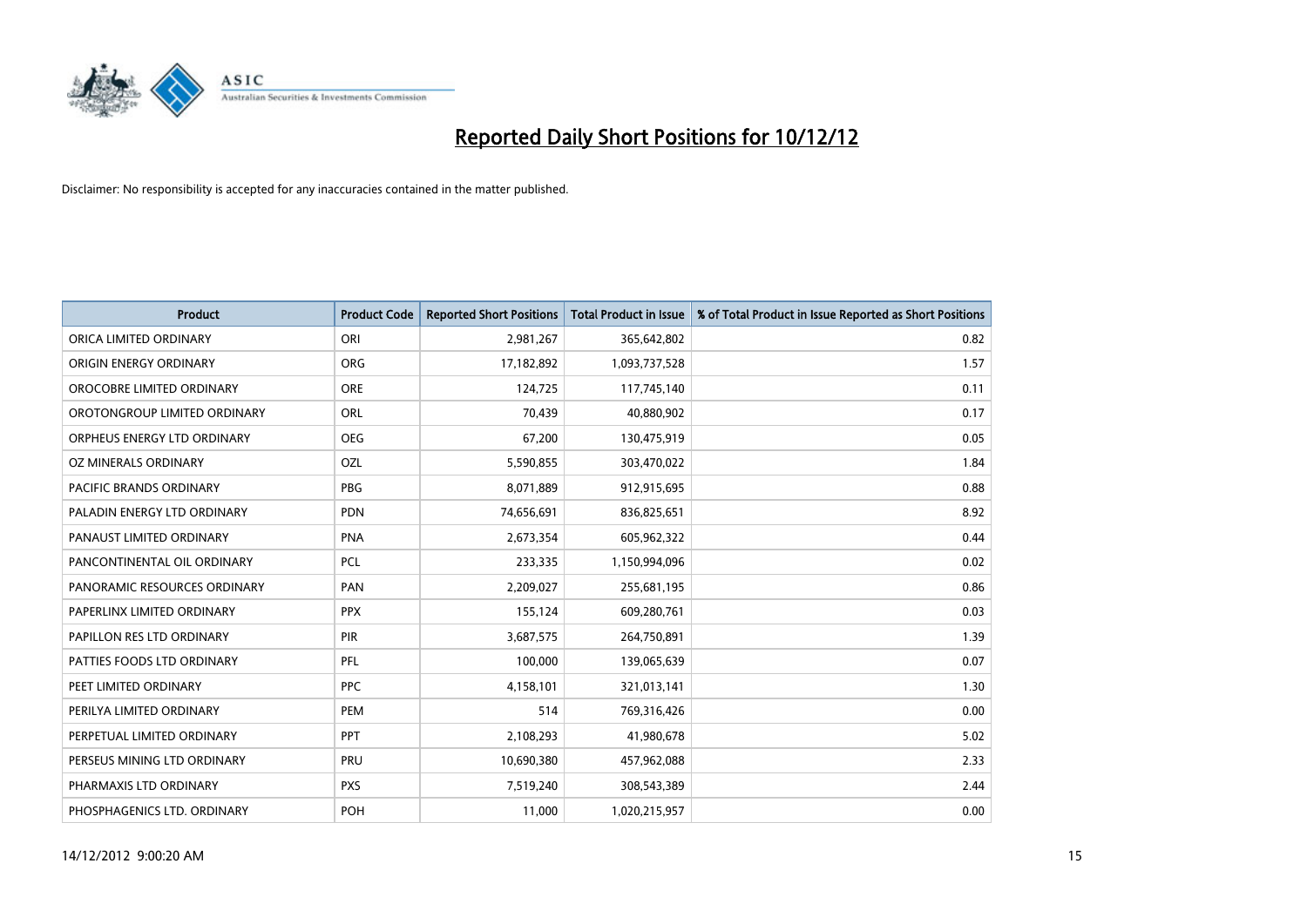# Reported Daily Short Positions for 10/12/12

Disclaimer: No responsibility is accepted for any inaccuracies contained in the matter published.

| Product | Product Code | Reported Short Positions | Total Product in Issue | % of Total Product in Issue Reported as Short Positions |
|---|---|---|---|---|
| ORICA LIMITED ORDINARY | ORI | 2,981,267 | 365,642,802 | 0.82 |
| ORIGIN ENERGY ORDINARY | ORG | 17,182,892 | 1,093,737,528 | 1.57 |
| OROCOBRE LIMITED ORDINARY | ORE | 124,725 | 117,745,140 | 0.11 |
| OROTONGROUP LIMITED ORDINARY | ORL | 70,439 | 40,880,902 | 0.17 |
| ORPHEUS ENERGY LTD ORDINARY | OEG | 67,200 | 130,475,919 | 0.05 |
| OZ MINERALS ORDINARY | OZL | 5,590,855 | 303,470,022 | 1.84 |
| PACIFIC BRANDS ORDINARY | PBG | 8,071,889 | 912,915,695 | 0.88 |
| PALADIN ENERGY LTD ORDINARY | PDN | 74,656,691 | 836,825,651 | 8.92 |
| PANAUST LIMITED ORDINARY | PNA | 2,673,354 | 605,962,322 | 0.44 |
| PANCONTINENTAL OIL ORDINARY | PCL | 233,335 | 1,150,994,096 | 0.02 |
| PANORAMIC RESOURCES ORDINARY | PAN | 2,209,027 | 255,681,195 | 0.86 |
| PAPERLINX LIMITED ORDINARY | PPX | 155,124 | 609,280,761 | 0.03 |
| PAPILLON RES LTD ORDINARY | PIR | 3,687,575 | 264,750,891 | 1.39 |
| PATTIES FOODS LTD ORDINARY | PFL | 100,000 | 139,065,639 | 0.07 |
| PEET LIMITED ORDINARY | PPC | 4,158,101 | 321,013,141 | 1.30 |
| PERILYA LIMITED ORDINARY | PEM | 514 | 769,316,426 | 0.00 |
| PERPETUAL LIMITED ORDINARY | PPT | 2,108,293 | 41,980,678 | 5.02 |
| PERSEUS MINING LTD ORDINARY | PRU | 10,690,380 | 457,962,088 | 2.33 |
| PHARMAXIS LTD ORDINARY | PXS | 7,519,240 | 308,543,389 | 2.44 |
| PHOSPHAGENICS LTD. ORDINARY | POH | 11,000 | 1,020,215,957 | 0.00 |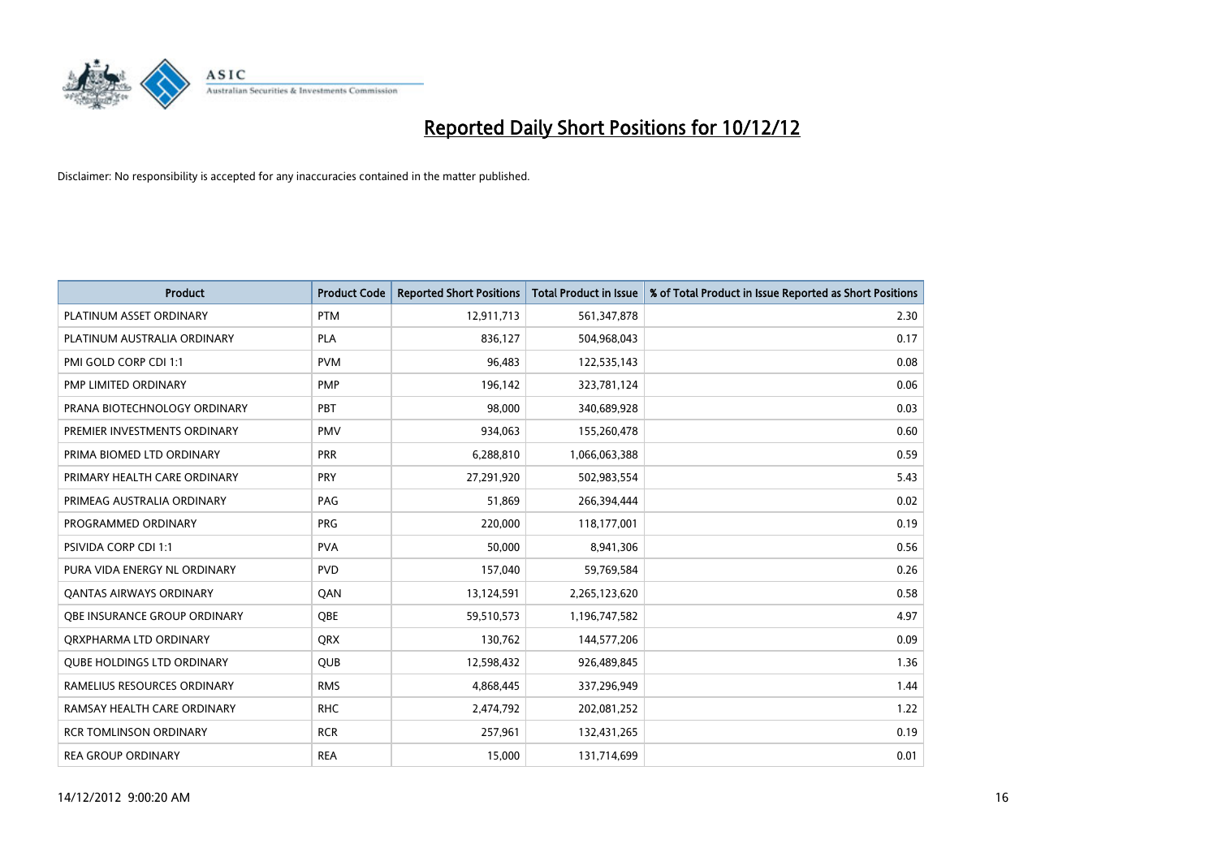# Reported Daily Short Positions for 10/12/12

Disclaimer: No responsibility is accepted for any inaccuracies contained in the matter published.

| Product | Product Code | Reported Short Positions | Total Product in Issue | % of Total Product in Issue Reported as Short Positions |
|---|---|---|---|---|
| PLATINUM ASSET ORDINARY | PTM | 12,911,713 | 561,347,878 | 2.30 |
| PLATINUM AUSTRALIA ORDINARY | PLA | 836,127 | 504,968,043 | 0.17 |
| PMI GOLD CORP CDI 1:1 | PVM | 96,483 | 122,535,143 | 0.08 |
| PMP LIMITED ORDINARY | PMP | 196,142 | 323,781,124 | 0.06 |
| PRANA BIOTECHNOLOGY ORDINARY | PBT | 98,000 | 340,689,928 | 0.03 |
| PREMIER INVESTMENTS ORDINARY | PMV | 934,063 | 155,260,478 | 0.60 |
| PRIMA BIOMED LTD ORDINARY | PRR | 6,288,810 | 1,066,063,388 | 0.59 |
| PRIMARY HEALTH CARE ORDINARY | PRY | 27,291,920 | 502,983,554 | 5.43 |
| PRIMEAG AUSTRALIA ORDINARY | PAG | 51,869 | 266,394,444 | 0.02 |
| PROGRAMMED ORDINARY | PRG | 220,000 | 118,177,001 | 0.19 |
| PSIVIDA CORP CDI 1:1 | PVA | 50,000 | 8,941,306 | 0.56 |
| PURA VIDA ENERGY NL ORDINARY | PVD | 157,040 | 59,769,584 | 0.26 |
| QANTAS AIRWAYS ORDINARY | QAN | 13,124,591 | 2,265,123,620 | 0.58 |
| QBE INSURANCE GROUP ORDINARY | QBE | 59,510,573 | 1,196,747,582 | 4.97 |
| QRXPHARMA LTD ORDINARY | QRX | 130,762 | 144,577,206 | 0.09 |
| QUBE HOLDINGS LTD ORDINARY | QUB | 12,598,432 | 926,489,845 | 1.36 |
| RAMELIUS RESOURCES ORDINARY | RMS | 4,868,445 | 337,296,949 | 1.44 |
| RAMSAY HEALTH CARE ORDINARY | RHC | 2,474,792 | 202,081,252 | 1.22 |
| RCR TOMLINSON ORDINARY | RCR | 257,961 | 132,431,265 | 0.19 |
| REA GROUP ORDINARY | REA | 15,000 | 131,714,699 | 0.01 |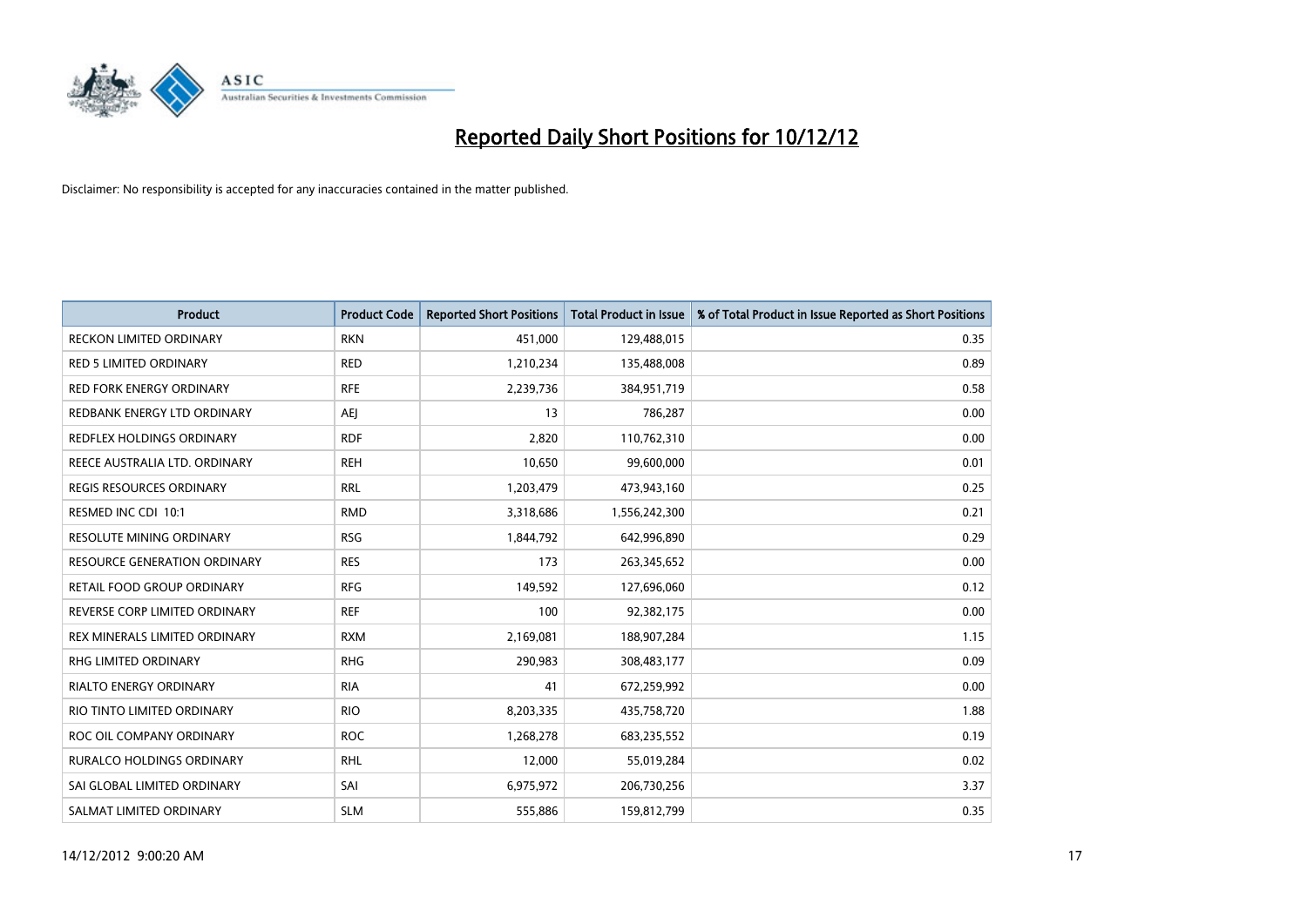# Reported Daily Short Positions for 10/12/12

Disclaimer: No responsibility is accepted for any inaccuracies contained in the matter published.

| Product | Product Code | Reported Short Positions | Total Product in Issue | % of Total Product in Issue Reported as Short Positions |
|---|---|---|---|---|
| RECKON LIMITED ORDINARY | RKN | 451,000 | 129,488,015 | 0.35 |
| RED 5 LIMITED ORDINARY | RED | 1,210,234 | 135,488,008 | 0.89 |
| RED FORK ENERGY ORDINARY | RFE | 2,239,736 | 384,951,719 | 0.58 |
| REDBANK ENERGY LTD ORDINARY | AEJ | 13 | 786,287 | 0.00 |
| REDFLEX HOLDINGS ORDINARY | RDF | 2,820 | 110,762,310 | 0.00 |
| REECE AUSTRALIA LTD. ORDINARY | REH | 10,650 | 99,600,000 | 0.01 |
| REGIS RESOURCES ORDINARY | RRL | 1,203,479 | 473,943,160 | 0.25 |
| RESMED INC CDI 10:1 | RMD | 3,318,686 | 1,556,242,300 | 0.21 |
| RESOLUTE MINING ORDINARY | RSG | 1,844,792 | 642,996,890 | 0.29 |
| RESOURCE GENERATION ORDINARY | RES | 173 | 263,345,652 | 0.00 |
| RETAIL FOOD GROUP ORDINARY | RFG | 149,592 | 127,696,060 | 0.12 |
| REVERSE CORP LIMITED ORDINARY | REF | 100 | 92,382,175 | 0.00 |
| REX MINERALS LIMITED ORDINARY | RXM | 2,169,081 | 188,907,284 | 1.15 |
| RHG LIMITED ORDINARY | RHG | 290,983 | 308,483,177 | 0.09 |
| RIALTO ENERGY ORDINARY | RIA | 41 | 672,259,992 | 0.00 |
| RIO TINTO LIMITED ORDINARY | RIO | 8,203,335 | 435,758,720 | 1.88 |
| ROC OIL COMPANY ORDINARY | ROC | 1,268,278 | 683,235,552 | 0.19 |
| RURALCO HOLDINGS ORDINARY | RHL | 12,000 | 55,019,284 | 0.02 |
| SAI GLOBAL LIMITED ORDINARY | SAI | 6,975,972 | 206,730,256 | 3.37 |
| SALMAT LIMITED ORDINARY | SLM | 555,886 | 159,812,799 | 0.35 |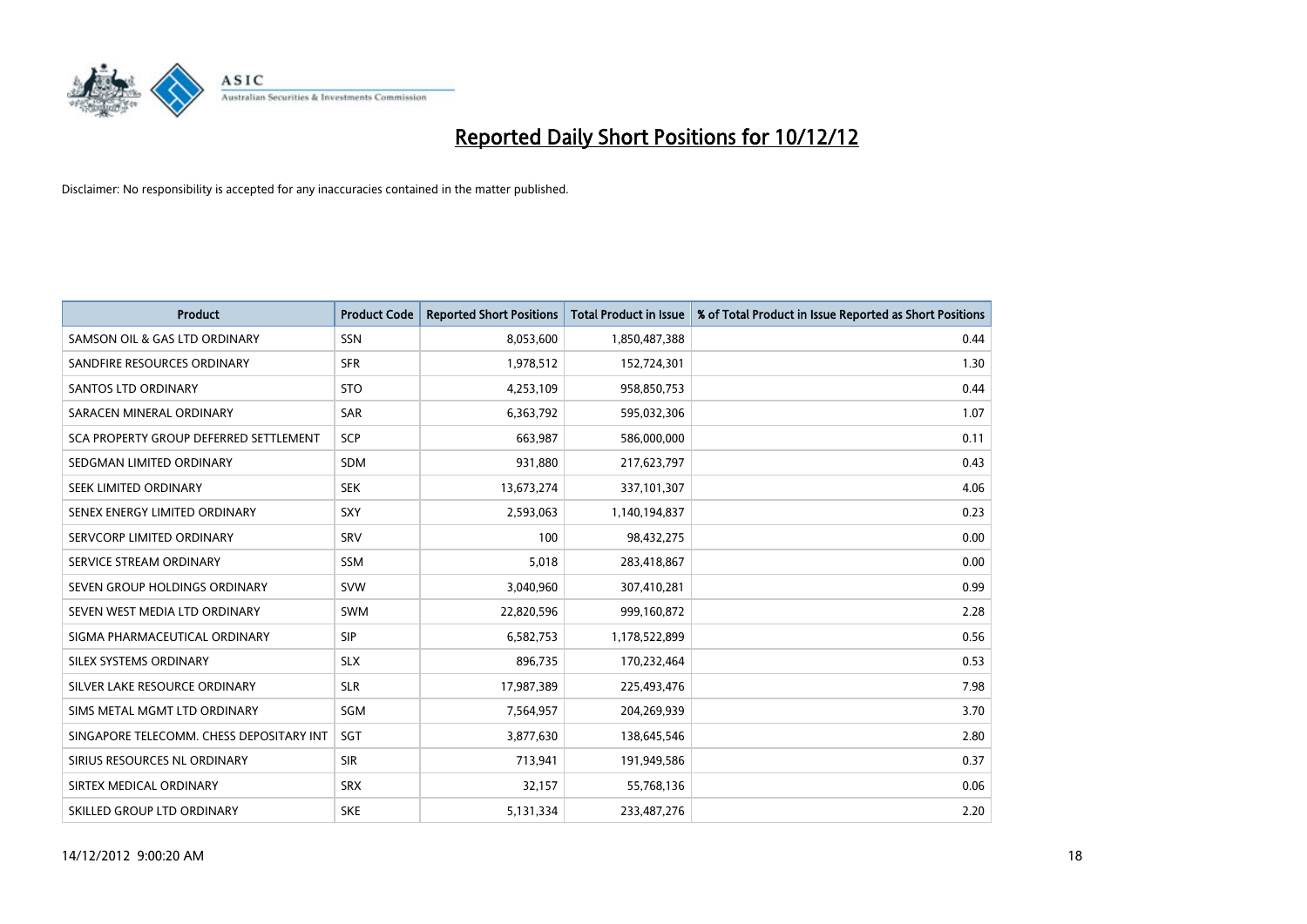# Reported Daily Short Positions for 10/12/12

Disclaimer: No responsibility is accepted for any inaccuracies contained in the matter published.

| Product | Product Code | Reported Short Positions | Total Product in Issue | % of Total Product in Issue Reported as Short Positions |
|---|---|---|---|---|
| SAMSON OIL & GAS LTD ORDINARY | SSN | 8,053,600 | 1,850,487,388 | 0.44 |
| SANDFIRE RESOURCES ORDINARY | SFR | 1,978,512 | 152,724,301 | 1.30 |
| SANTOS LTD ORDINARY | STO | 4,253,109 | 958,850,753 | 0.44 |
| SARACEN MINERAL ORDINARY | SAR | 6,363,792 | 595,032,306 | 1.07 |
| SCA PROPERTY GROUP DEFERRED SETTLEMENT | SCP | 663,987 | 586,000,000 | 0.11 |
| SEDGMAN LIMITED ORDINARY | SDM | 931,880 | 217,623,797 | 0.43 |
| SEEK LIMITED ORDINARY | SEK | 13,673,274 | 337,101,307 | 4.06 |
| SENEX ENERGY LIMITED ORDINARY | SXY | 2,593,063 | 1,140,194,837 | 0.23 |
| SERVCORP LIMITED ORDINARY | SRV | 100 | 98,432,275 | 0.00 |
| SERVICE STREAM ORDINARY | SSM | 5,018 | 283,418,867 | 0.00 |
| SEVEN GROUP HOLDINGS ORDINARY | SVW | 3,040,960 | 307,410,281 | 0.99 |
| SEVEN WEST MEDIA LTD ORDINARY | SWM | 22,820,596 | 999,160,872 | 2.28 |
| SIGMA PHARMACEUTICAL ORDINARY | SIP | 6,582,753 | 1,178,522,899 | 0.56 |
| SILEX SYSTEMS ORDINARY | SLX | 896,735 | 170,232,464 | 0.53 |
| SILVER LAKE RESOURCE ORDINARY | SLR | 17,987,389 | 225,493,476 | 7.98 |
| SIMS METAL MGMT LTD ORDINARY | SGM | 7,564,957 | 204,269,939 | 3.70 |
| SINGAPORE TELECOMM. CHESS DEPOSITARY INT | SGT | 3,877,630 | 138,645,546 | 2.80 |
| SIRIUS RESOURCES NL ORDINARY | SIR | 713,941 | 191,949,586 | 0.37 |
| SIRTEX MEDICAL ORDINARY | SRX | 32,157 | 55,768,136 | 0.06 |
| SKILLED GROUP LTD ORDINARY | SKE | 5,131,334 | 233,487,276 | 2.20 |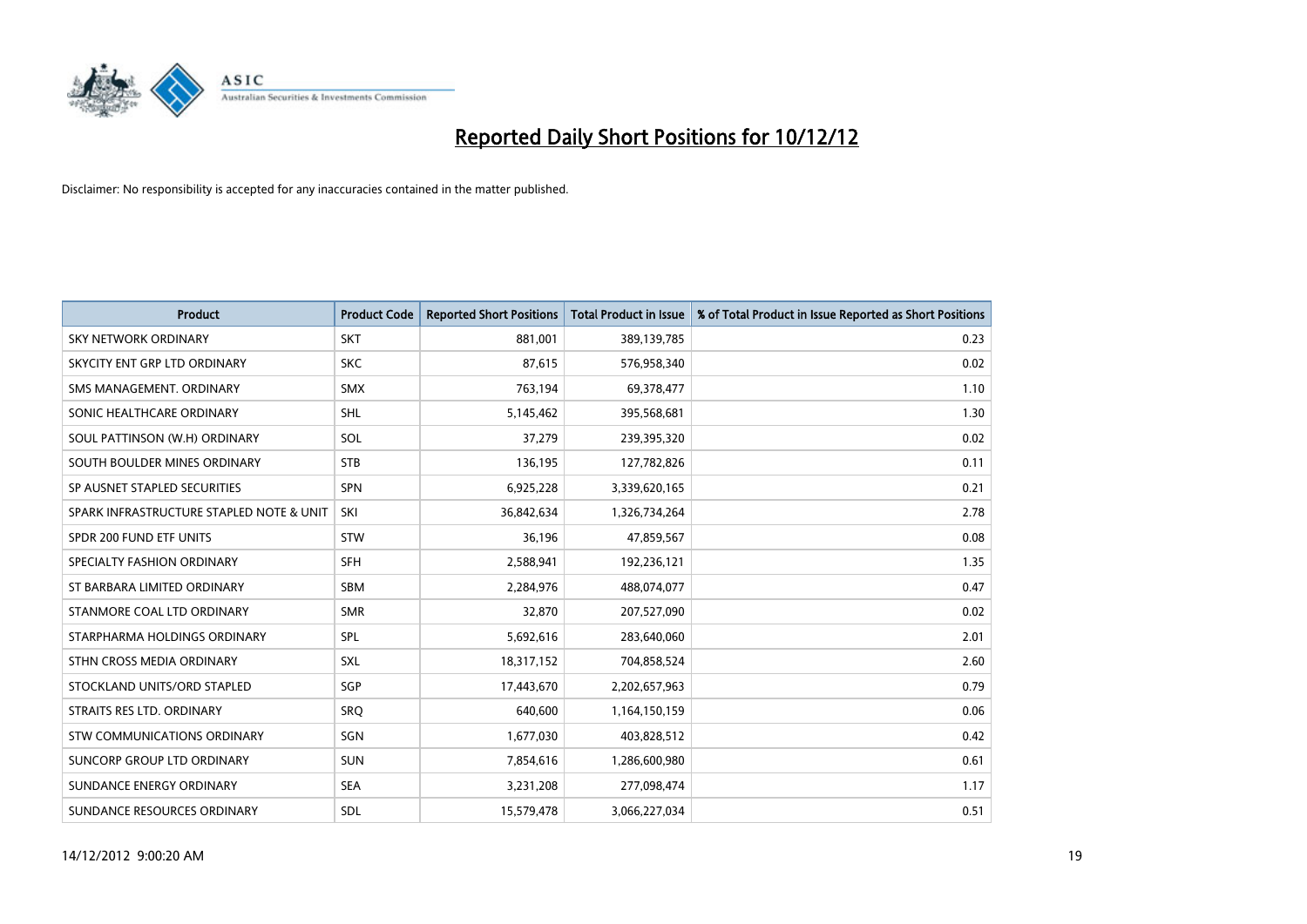# Reported Daily Short Positions for 10/12/12

Disclaimer: No responsibility is accepted for any inaccuracies contained in the matter published.

| Product | Product Code | Reported Short Positions | Total Product in Issue | % of Total Product in Issue Reported as Short Positions |
|---|---|---|---|---|
| SKY NETWORK ORDINARY | SKT | 881,001 | 389,139,785 | 0.23 |
| SKYCITY ENT GRP LTD ORDINARY | SKC | 87,615 | 576,958,340 | 0.02 |
| SMS MANAGEMENT. ORDINARY | SMX | 763,194 | 69,378,477 | 1.10 |
| SONIC HEALTHCARE ORDINARY | SHL | 5,145,462 | 395,568,681 | 1.30 |
| SOUL PATTINSON (W.H) ORDINARY | SOL | 37,279 | 239,395,320 | 0.02 |
| SOUTH BOULDER MINES ORDINARY | STB | 136,195 | 127,782,826 | 0.11 |
| SP AUSNET STAPLED SECURITIES | SPN | 6,925,228 | 3,339,620,165 | 0.21 |
| SPARK INFRASTRUCTURE STAPLED NOTE & UNIT | SKI | 36,842,634 | 1,326,734,264 | 2.78 |
| SPDR 200 FUND ETF UNITS | STW | 36,196 | 47,859,567 | 0.08 |
| SPECIALTY FASHION ORDINARY | SFH | 2,588,941 | 192,236,121 | 1.35 |
| ST BARBARA LIMITED ORDINARY | SBM | 2,284,976 | 488,074,077 | 0.47 |
| STANMORE COAL LTD ORDINARY | SMR | 32,870 | 207,527,090 | 0.02 |
| STARPHARMA HOLDINGS ORDINARY | SPL | 5,692,616 | 283,640,060 | 2.01 |
| STHN CROSS MEDIA ORDINARY | SXL | 18,317,152 | 704,858,524 | 2.60 |
| STOCKLAND UNITS/ORD STAPLED | SGP | 17,443,670 | 2,202,657,963 | 0.79 |
| STRAITS RES LTD. ORDINARY | SRQ | 640,600 | 1,164,150,159 | 0.06 |
| STW COMMUNICATIONS ORDINARY | SGN | 1,677,030 | 403,828,512 | 0.42 |
| SUNCORP GROUP LTD ORDINARY | SUN | 7,854,616 | 1,286,600,980 | 0.61 |
| SUNDANCE ENERGY ORDINARY | SEA | 3,231,208 | 277,098,474 | 1.17 |
| SUNDANCE RESOURCES ORDINARY | SDL | 15,579,478 | 3,066,227,034 | 0.51 |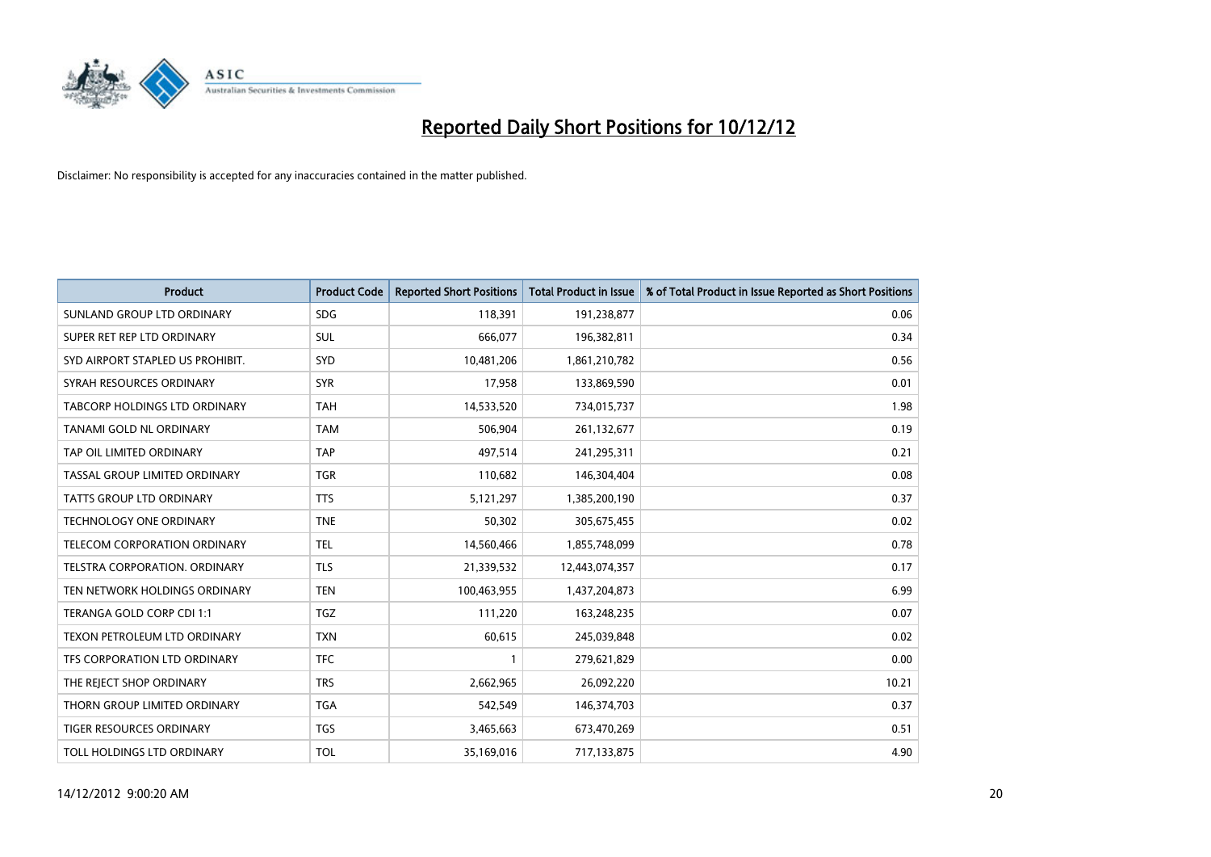# Reported Daily Short Positions for 10/12/12

Disclaimer: No responsibility is accepted for any inaccuracies contained in the matter published.

| Product | Product Code | Reported Short Positions | Total Product in Issue | % of Total Product in Issue Reported as Short Positions |
|---|---|---|---|---|
| SUNLAND GROUP LTD ORDINARY | SDG | 118,391 | 191,238,877 | 0.06 |
| SUPER RET REP LTD ORDINARY | SUL | 666,077 | 196,382,811 | 0.34 |
| SYD AIRPORT STAPLED US PROHIBIT. | SYD | 10,481,206 | 1,861,210,782 | 0.56 |
| SYRAH RESOURCES ORDINARY | SYR | 17,958 | 133,869,590 | 0.01 |
| TABCORP HOLDINGS LTD ORDINARY | TAH | 14,533,520 | 734,015,737 | 1.98 |
| TANAMI GOLD NL ORDINARY | TAM | 506,904 | 261,132,677 | 0.19 |
| TAP OIL LIMITED ORDINARY | TAP | 497,514 | 241,295,311 | 0.21 |
| TASSAL GROUP LIMITED ORDINARY | TGR | 110,682 | 146,304,404 | 0.08 |
| TATTS GROUP LTD ORDINARY | TTS | 5,121,297 | 1,385,200,190 | 0.37 |
| TECHNOLOGY ONE ORDINARY | TNE | 50,302 | 305,675,455 | 0.02 |
| TELECOM CORPORATION ORDINARY | TEL | 14,560,466 | 1,855,748,099 | 0.78 |
| TELSTRA CORPORATION. ORDINARY | TLS | 21,339,532 | 12,443,074,357 | 0.17 |
| TEN NETWORK HOLDINGS ORDINARY | TEN | 100,463,955 | 1,437,204,873 | 6.99 |
| TERANGA GOLD CORP CDI 1:1 | TGZ | 111,220 | 163,248,235 | 0.07 |
| TEXON PETROLEUM LTD ORDINARY | TXN | 60,615 | 245,039,848 | 0.02 |
| TFS CORPORATION LTD ORDINARY | TFC | 1 | 279,621,829 | 0.00 |
| THE REJECT SHOP ORDINARY | TRS | 2,662,965 | 26,092,220 | 10.21 |
| THORN GROUP LIMITED ORDINARY | TGA | 542,549 | 146,374,703 | 0.37 |
| TIGER RESOURCES ORDINARY | TGS | 3,465,663 | 673,470,269 | 0.51 |
| TOLL HOLDINGS LTD ORDINARY | TOL | 35,169,016 | 717,133,875 | 4.90 |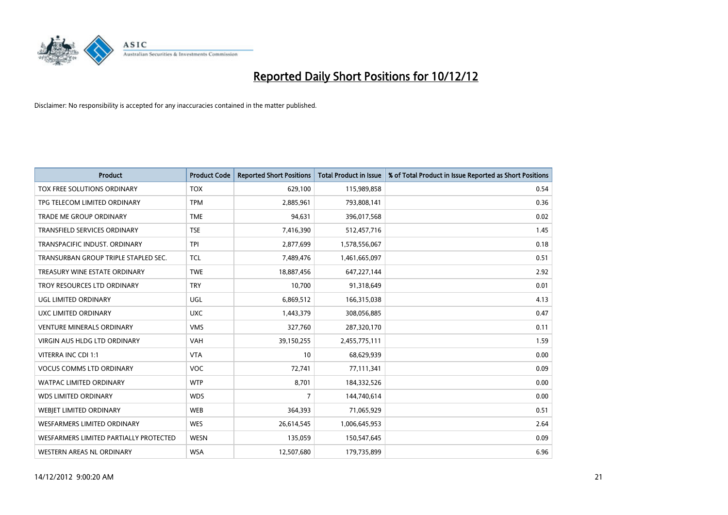# Reported Daily Short Positions for 10/12/12

Disclaimer: No responsibility is accepted for any inaccuracies contained in the matter published.

| Product | Product Code | Reported Short Positions | Total Product in Issue | % of Total Product in Issue Reported as Short Positions |
|---|---|---|---|---|
| TOX FREE SOLUTIONS ORDINARY | TOX | 629,100 | 115,989,858 | 0.54 |
| TPG TELECOM LIMITED ORDINARY | TPM | 2,885,961 | 793,808,141 | 0.36 |
| TRADE ME GROUP ORDINARY | TME | 94,631 | 396,017,568 | 0.02 |
| TRANSFIELD SERVICES ORDINARY | TSE | 7,416,390 | 512,457,716 | 1.45 |
| TRANSPACIFIC INDUST. ORDINARY | TPI | 2,877,699 | 1,578,556,067 | 0.18 |
| TRANSURBAN GROUP TRIPLE STAPLED SEC. | TCL | 7,489,476 | 1,461,665,097 | 0.51 |
| TREASURY WINE ESTATE ORDINARY | TWE | 18,887,456 | 647,227,144 | 2.92 |
| TROY RESOURCES LTD ORDINARY | TRY | 10,700 | 91,318,649 | 0.01 |
| UGL LIMITED ORDINARY | UGL | 6,869,512 | 166,315,038 | 4.13 |
| UXC LIMITED ORDINARY | UXC | 1,443,379 | 308,056,885 | 0.47 |
| VENTURE MINERALS ORDINARY | VMS | 327,760 | 287,320,170 | 0.11 |
| VIRGIN AUS HLDG LTD ORDINARY | VAH | 39,150,255 | 2,455,775,111 | 1.59 |
| VITERRA INC CDI 1:1 | VTA | 10 | 68,629,939 | 0.00 |
| VOCUS COMMS LTD ORDINARY | VOC | 72,741 | 77,111,341 | 0.09 |
| WATPAC LIMITED ORDINARY | WTP | 8,701 | 184,332,526 | 0.00 |
| WDS LIMITED ORDINARY | WDS | 7 | 144,740,614 | 0.00 |
| WEBJET LIMITED ORDINARY | WEB | 364,393 | 71,065,929 | 0.51 |
| WESFARMERS LIMITED ORDINARY | WES | 26,614,545 | 1,006,645,953 | 2.64 |
| WESFARMERS LIMITED PARTIALLY PROTECTED | WESN | 135,059 | 150,547,645 | 0.09 |
| WESTERN AREAS NL ORDINARY | WSA | 12,507,680 | 179,735,899 | 6.96 |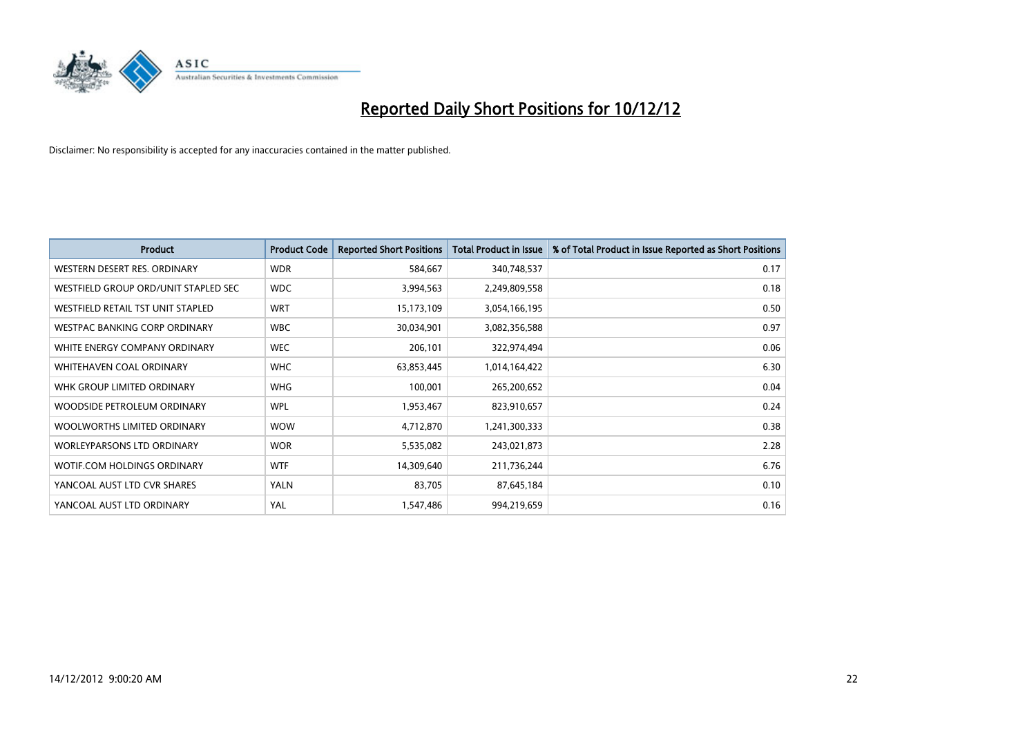# Reported Daily Short Positions for 10/12/12

Disclaimer: No responsibility is accepted for any inaccuracies contained in the matter published.

| Product | Product Code | Reported Short Positions | Total Product in Issue | % of Total Product in Issue Reported as Short Positions |
|---|---|---|---|---|
| WESTERN DESERT RES. ORDINARY | WDR | 584,667 | 340,748,537 | 0.17 |
| WESTFIELD GROUP ORD/UNIT STAPLED SEC | WDC | 3,994,563 | 2,249,809,558 | 0.18 |
| WESTFIELD RETAIL TST UNIT STAPLED | WRT | 15,173,109 | 3,054,166,195 | 0.50 |
| WESTPAC BANKING CORP ORDINARY | WBC | 30,034,901 | 3,082,356,588 | 0.97 |
| WHITE ENERGY COMPANY ORDINARY | WEC | 206,101 | 322,974,494 | 0.06 |
| WHITEHAVEN COAL ORDINARY | WHC | 63,853,445 | 1,014,164,422 | 6.30 |
| WHK GROUP LIMITED ORDINARY | WHG | 100,001 | 265,200,652 | 0.04 |
| WOODSIDE PETROLEUM ORDINARY | WPL | 1,953,467 | 823,910,657 | 0.24 |
| WOOLWORTHS LIMITED ORDINARY | WOW | 4,712,870 | 1,241,300,333 | 0.38 |
| WORLEYPARSONS LTD ORDINARY | WOR | 5,535,082 | 243,021,873 | 2.28 |
| WOTIF.COM HOLDINGS ORDINARY | WTF | 14,309,640 | 211,736,244 | 6.76 |
| YANCOAL AUST LTD CVR SHARES | YALN | 83,705 | 87,645,184 | 0.10 |
| YANCOAL AUST LTD ORDINARY | YAL | 1,547,486 | 994,219,659 | 0.16 |